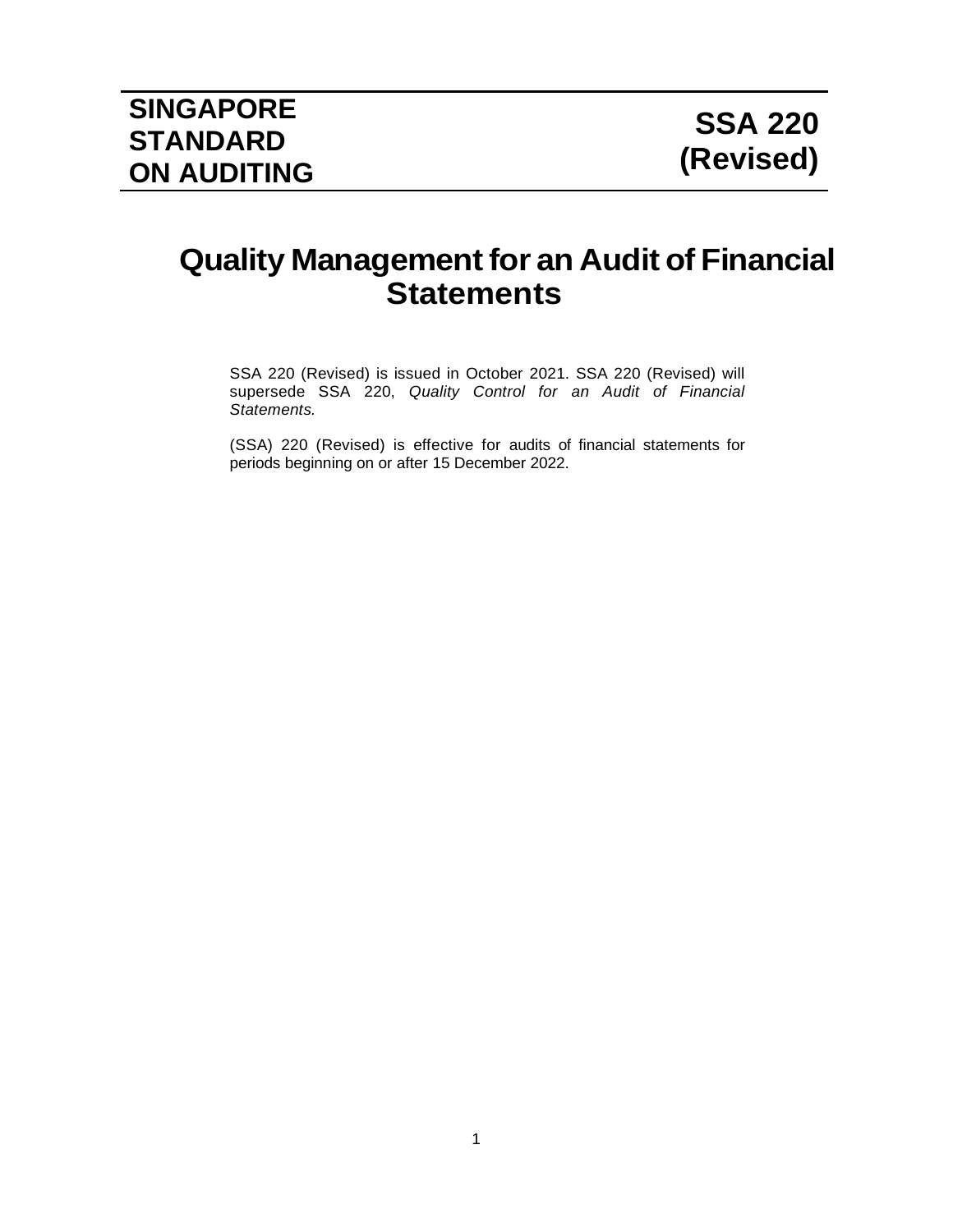**SINGAPORE STANDARD ON AUDITING**

**SSA 220 (Revised)**

# Quality Management for an Audit of Financial Statements

SSA 220 (Revised) is issued in October 2021. SSA 220 (Revised) will supersede SSA 220, *Quality Control for an Audit of Financial Statements.*

(SSA) 220 (Revised) is effective for audits of financial statements for periods beginning on or after 15 December 2022.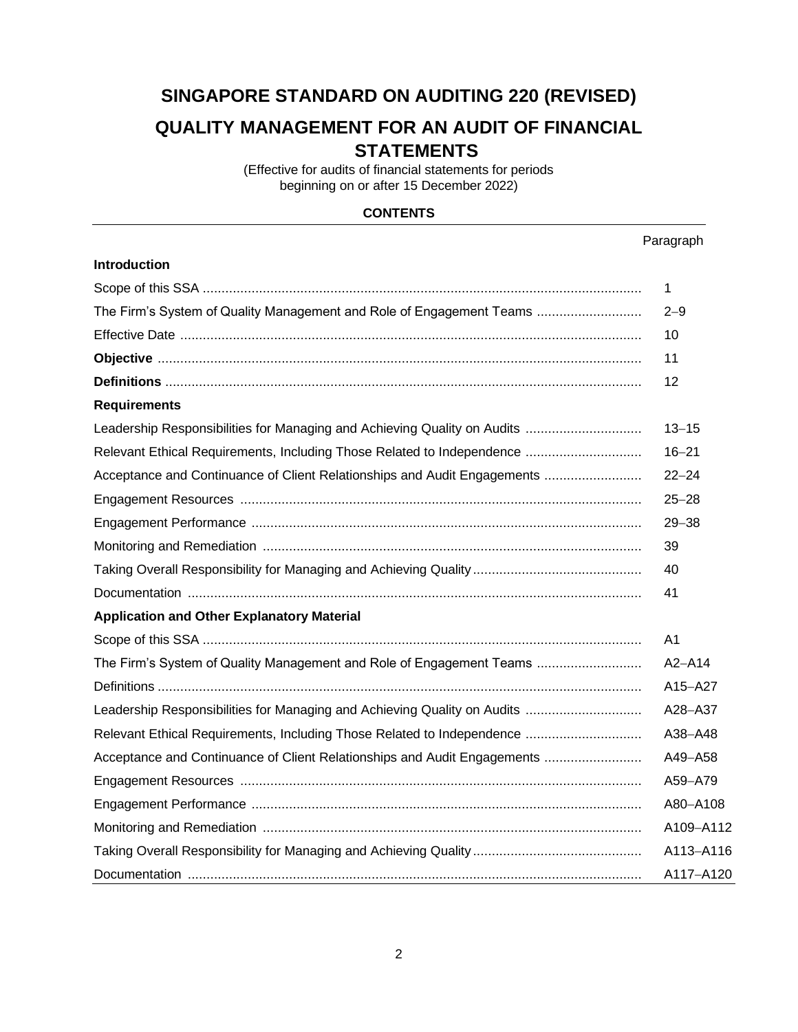# SINGAPORE STANDARD ON AUDITING 220 (REVISED)

# QUALITY MANAGEMENT FOR AN AUDIT OF FINANCIAL STATEMENTS

(Effective for audits of financial statements for periods beginning on or after 15 December 2022)

**CONTENTS**

| | Paragraph |
|---|---|
| **Introduction** | |
| Scope of this SSA | 1 |
| The Firm's System of Quality Management and Role of Engagement Teams | 2–9 |
| Effective Date | 10 |
| **Objective** | 11 |
| **Definitions** | 12 |
| **Requirements** | |
| Leadership Responsibilities for Managing and Achieving Quality on Audits | 13–15 |
| Relevant Ethical Requirements, Including Those Related to Independence | 16–21 |
| Acceptance and Continuance of Client Relationships and Audit Engagements | 22–24 |
| Engagement Resources | 25–28 |
| Engagement Performance | 29–38 |
| Monitoring and Remediation | 39 |
| Taking Overall Responsibility for Managing and Achieving Quality | 40 |
| Documentation | 41 |
| **Application and Other Explanatory Material** | |
| Scope of this SSA | A1 |
| The Firm's System of Quality Management and Role of Engagement Teams | A2–A14 |
| Definitions | A15–A27 |
| Leadership Responsibilities for Managing and Achieving Quality on Audits | A28–A37 |
| Relevant Ethical Requirements, Including Those Related to Independence | A38–A48 |
| Acceptance and Continuance of Client Relationships and Audit Engagements | A49–A58 |
| Engagement Resources | A59–A79 |
| Engagement Performance | A80–A108 |
| Monitoring and Remediation | A109–A112 |
| Taking Overall Responsibility for Managing and Achieving Quality | A113–A116 |
| Documentation | A117–A120 |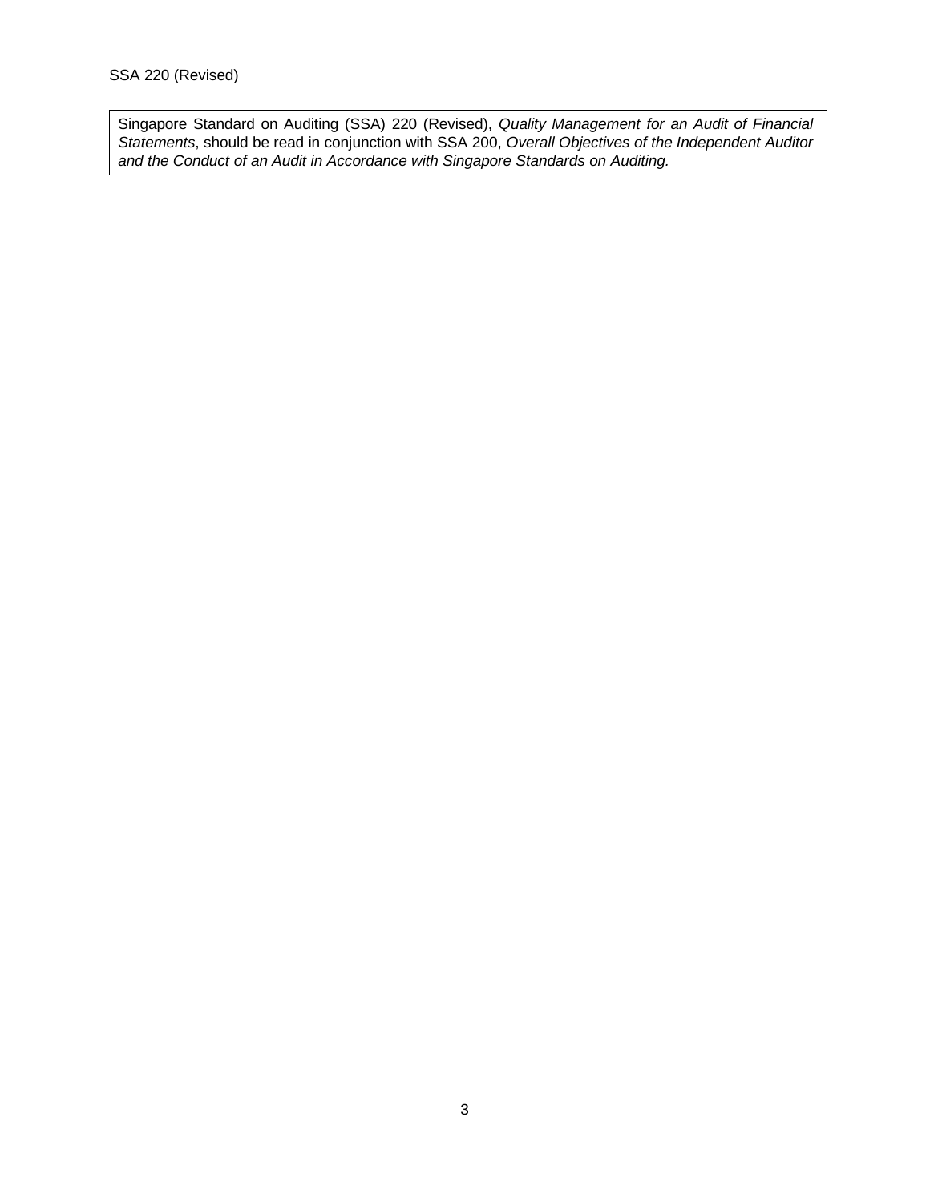Singapore Standard on Auditing (SSA) 220 (Revised), *Quality Management for an Audit of Financial Statements*, should be read in conjunction with SSA 200, *Overall Objectives of the Independent Auditor and the Conduct of an Audit in Accordance with Singapore Standards on Auditing.*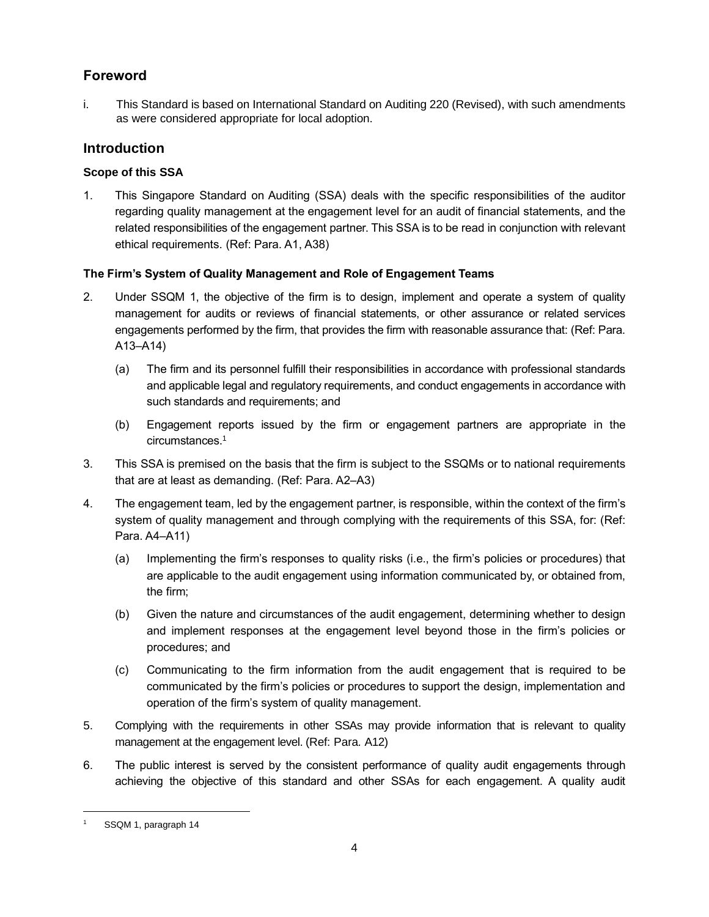## Foreword

i. This Standard is based on International Standard on Auditing 220 (Revised), with such amendments as were considered appropriate for local adoption.

## Introduction

### Scope of this SSA

1. This Singapore Standard on Auditing (SSA) deals with the specific responsibilities of the auditor regarding quality management at the engagement level for an audit of financial statements, and the related responsibilities of the engagement partner. This SSA is to be read in conjunction with relevant ethical requirements. (Ref: Para. A1, A38)

### The Firm's System of Quality Management and Role of Engagement Teams

2. Under SSQM 1, the objective of the firm is to design, implement and operate a system of quality management for audits or reviews of financial statements, or other assurance or related services engagements performed by the firm, that provides the firm with reasonable assurance that: (Ref: Para. A13–A14)

   (a) The firm and its personnel fulfill their responsibilities in accordance with professional standards and applicable legal and regulatory requirements, and conduct engagements in accordance with such standards and requirements; and

   (b) Engagement reports issued by the firm or engagement partners are appropriate in the circumstances.[1]

3. This SSA is premised on the basis that the firm is subject to the SSQMs or to national requirements that are at least as demanding. (Ref: Para. A2–A3)

4. The engagement team, led by the engagement partner, is responsible, within the context of the firm's system of quality management and through complying with the requirements of this SSA, for: (Ref: Para. A4–A11)

   (a) Implementing the firm's responses to quality risks (i.e., the firm's policies or procedures) that are applicable to the audit engagement using information communicated by, or obtained from, the firm;

   (b) Given the nature and circumstances of the audit engagement, determining whether to design and implement responses at the engagement level beyond those in the firm's policies or procedures; and

   (c) Communicating to the firm information from the audit engagement that is required to be communicated by the firm's policies or procedures to support the design, implementation and operation of the firm's system of quality management.

5. Complying with the requirements in other SSAs may provide information that is relevant to quality management at the engagement level. (Ref: Para. A12)

6. The public interest is served by the consistent performance of quality audit engagements through achieving the objective of this standard and other SSAs for each engagement. A quality audit

[1] SSQM 1, paragraph 14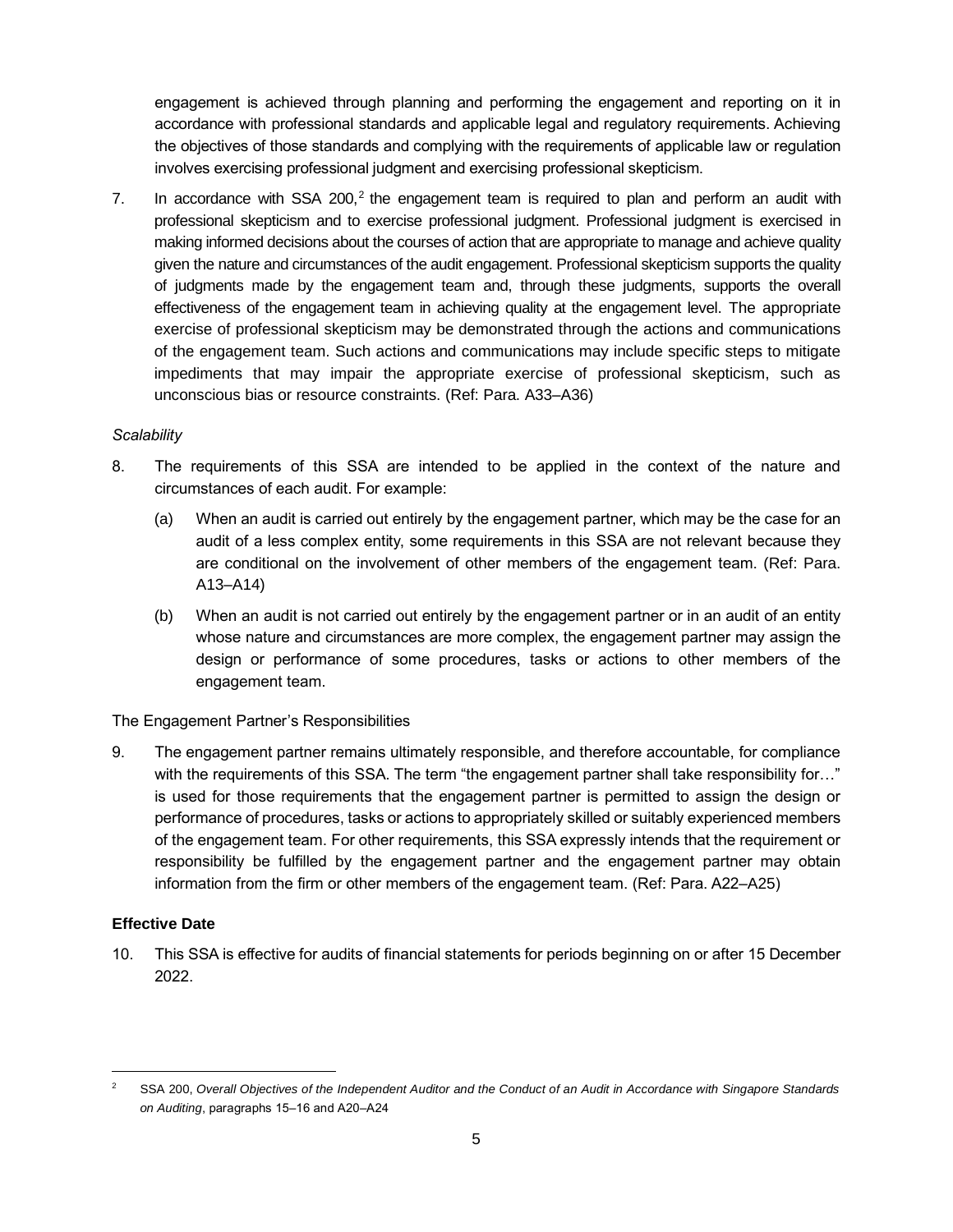engagement is achieved through planning and performing the engagement and reporting on it in accordance with professional standards and applicable legal and regulatory requirements. Achieving the objectives of those standards and complying with the requirements of applicable law or regulation involves exercising professional judgment and exercising professional skepticism.

7. In accordance with SSA 200,[2] the engagement team is required to plan and perform an audit with professional skepticism and to exercise professional judgment. Professional judgment is exercised in making informed decisions about the courses of action that are appropriate to manage and achieve quality given the nature and circumstances of the audit engagement. Professional skepticism supports the quality of judgments made by the engagement team and, through these judgments, supports the overall effectiveness of the engagement team in achieving quality at the engagement level. The appropriate exercise of professional skepticism may be demonstrated through the actions and communications of the engagement team. Such actions and communications may include specific steps to mitigate impediments that may impair the appropriate exercise of professional skepticism, such as unconscious bias or resource constraints. (Ref: Para. A33–A36)

*Scalability*

8. The requirements of this SSA are intended to be applied in the context of the nature and circumstances of each audit. For example:

   (a) When an audit is carried out entirely by the engagement partner, which may be the case for an audit of a less complex entity, some requirements in this SSA are not relevant because they are conditional on the involvement of other members of the engagement team. (Ref: Para. A13–A14)

   (b) When an audit is not carried out entirely by the engagement partner or in an audit of an entity whose nature and circumstances are more complex, the engagement partner may assign the design or performance of some procedures, tasks or actions to other members of the engagement team.

The Engagement Partner's Responsibilities

9. The engagement partner remains ultimately responsible, and therefore accountable, for compliance with the requirements of this SSA. The term "the engagement partner shall take responsibility for…" is used for those requirements that the engagement partner is permitted to assign the design or performance of procedures, tasks or actions to appropriately skilled or suitably experienced members of the engagement team. For other requirements, this SSA expressly intends that the requirement or responsibility be fulfilled by the engagement partner and the engagement partner may obtain information from the firm or other members of the engagement team. (Ref: Para. A22–A25)

**Effective Date**

10. This SSA is effective for audits of financial statements for periods beginning on or after 15 December 2022.

---

[2] SSA 200, *Overall Objectives of the Independent Auditor and the Conduct of an Audit in Accordance with Singapore Standards on Auditing*, paragraphs 15–16 and A20–A24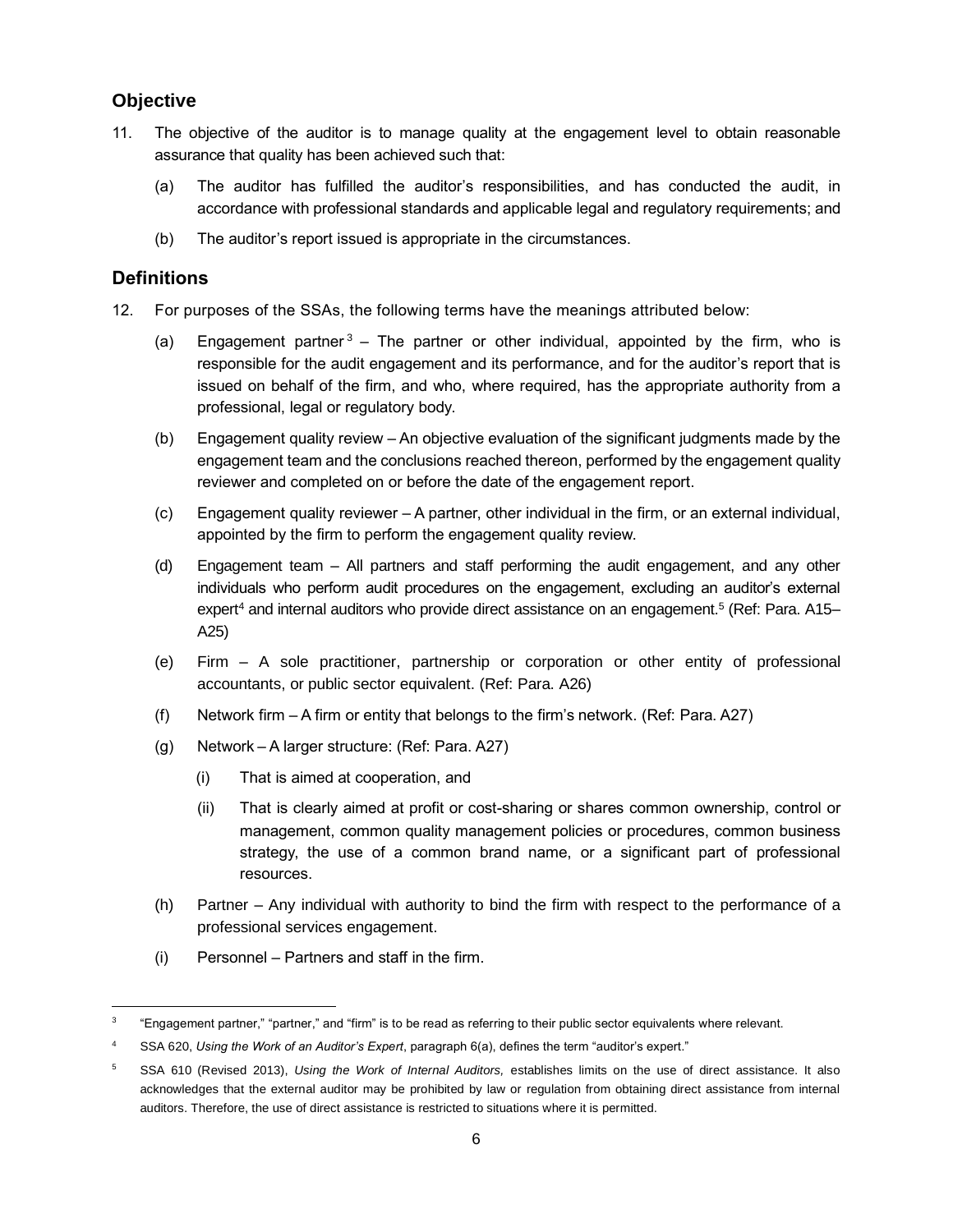## Objective

11. The objective of the auditor is to manage quality at the engagement level to obtain reasonable assurance that quality has been achieved such that:

    (a) The auditor has fulfilled the auditor's responsibilities, and has conducted the audit, in accordance with professional standards and applicable legal and regulatory requirements; and

    (b) The auditor's report issued is appropriate in the circumstances.

## Definitions

12. For purposes of the SSAs, the following terms have the meanings attributed below:

    (a) Engagement partner[3] – The partner or other individual, appointed by the firm, who is responsible for the audit engagement and its performance, and for the auditor's report that is issued on behalf of the firm, and who, where required, has the appropriate authority from a professional, legal or regulatory body.

    (b) Engagement quality review – An objective evaluation of the significant judgments made by the engagement team and the conclusions reached thereon, performed by the engagement quality reviewer and completed on or before the date of the engagement report.

    (c) Engagement quality reviewer – A partner, other individual in the firm, or an external individual, appointed by the firm to perform the engagement quality review.

    (d) Engagement team – All partners and staff performing the audit engagement, and any other individuals who perform audit procedures on the engagement, excluding an auditor's external expert[4] and internal auditors who provide direct assistance on an engagement.[5] (Ref: Para. A15–A25)

    (e) Firm – A sole practitioner, partnership or corporation or other entity of professional accountants, or public sector equivalent. (Ref: Para. A26)

    (f) Network firm – A firm or entity that belongs to the firm's network. (Ref: Para. A27)

    (g) Network – A larger structure: (Ref: Para. A27)

        (i) That is aimed at cooperation, and

        (ii) That is clearly aimed at profit or cost-sharing or shares common ownership, control or management, common quality management policies or procedures, common business strategy, the use of a common brand name, or a significant part of professional resources.

    (h) Partner – Any individual with authority to bind the firm with respect to the performance of a professional services engagement.

    (i) Personnel – Partners and staff in the firm.

---

[3] "Engagement partner," "partner," and "firm" is to be read as referring to their public sector equivalents where relevant.

[4] SSA 620, *Using the Work of an Auditor's Expert*, paragraph 6(a), defines the term "auditor's expert."

[5] SSA 610 (Revised 2013), *Using the Work of Internal Auditors,* establishes limits on the use of direct assistance. It also acknowledges that the external auditor may be prohibited by law or regulation from obtaining direct assistance from internal auditors. Therefore, the use of direct assistance is restricted to situations where it is permitted.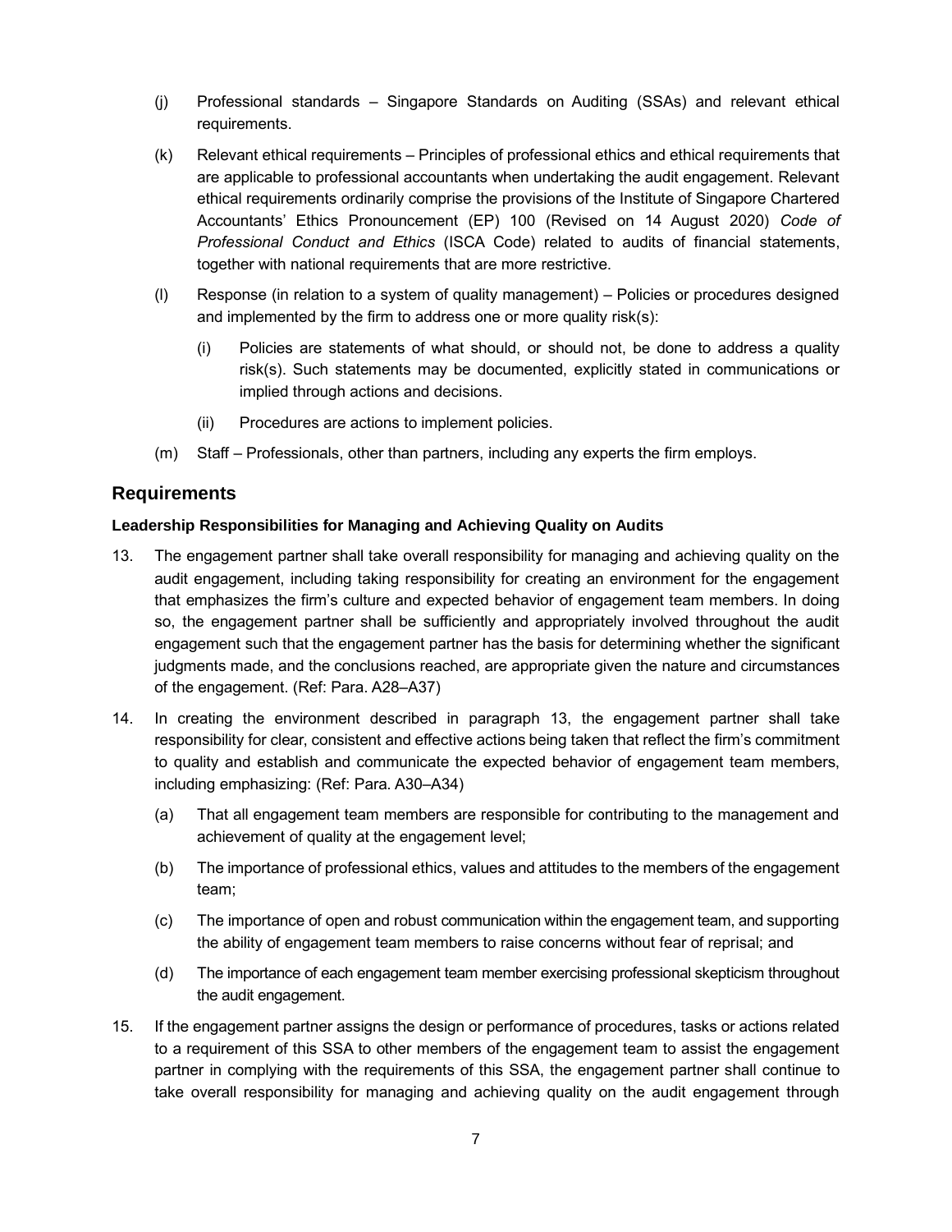(j) Professional standards – Singapore Standards on Auditing (SSAs) and relevant ethical requirements.

(k) Relevant ethical requirements – Principles of professional ethics and ethical requirements that are applicable to professional accountants when undertaking the audit engagement. Relevant ethical requirements ordinarily comprise the provisions of the Institute of Singapore Chartered Accountants' Ethics Pronouncement (EP) 100 (Revised on 14 August 2020) *Code of Professional Conduct and Ethics* (ISCA Code) related to audits of financial statements, together with national requirements that are more restrictive.

(l) Response (in relation to a system of quality management) – Policies or procedures designed and implemented by the firm to address one or more quality risk(s):

   (i) Policies are statements of what should, or should not, be done to address a quality risk(s). Such statements may be documented, explicitly stated in communications or implied through actions and decisions.

   (ii) Procedures are actions to implement policies.

(m) Staff – Professionals, other than partners, including any experts the firm employs.

## Requirements

### Leadership Responsibilities for Managing and Achieving Quality on Audits

13. The engagement partner shall take overall responsibility for managing and achieving quality on the audit engagement, including taking responsibility for creating an environment for the engagement that emphasizes the firm's culture and expected behavior of engagement team members. In doing so, the engagement partner shall be sufficiently and appropriately involved throughout the audit engagement such that the engagement partner has the basis for determining whether the significant judgments made, and the conclusions reached, are appropriate given the nature and circumstances of the engagement. (Ref: Para. A28–A37)

14. In creating the environment described in paragraph 13, the engagement partner shall take responsibility for clear, consistent and effective actions being taken that reflect the firm's commitment to quality and establish and communicate the expected behavior of engagement team members, including emphasizing: (Ref: Para. A30–A34)

    (a) That all engagement team members are responsible for contributing to the management and achievement of quality at the engagement level;

    (b) The importance of professional ethics, values and attitudes to the members of the engagement team;

    (c) The importance of open and robust communication within the engagement team, and supporting the ability of engagement team members to raise concerns without fear of reprisal; and

    (d) The importance of each engagement team member exercising professional skepticism throughout the audit engagement.

15. If the engagement partner assigns the design or performance of procedures, tasks or actions related to a requirement of this SSA to other members of the engagement team to assist the engagement partner in complying with the requirements of this SSA, the engagement partner shall continue to take overall responsibility for managing and achieving quality on the audit engagement through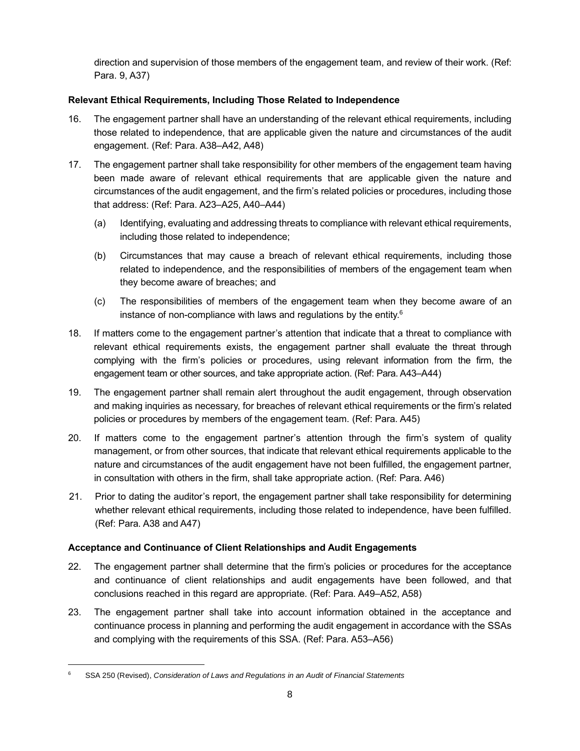direction and supervision of those members of the engagement team, and review of their work. (Ref: Para. 9, A37)

### Relevant Ethical Requirements, Including Those Related to Independence

16. The engagement partner shall have an understanding of the relevant ethical requirements, including those related to independence, that are applicable given the nature and circumstances of the audit engagement. (Ref: Para. A38–A42, A48)

17. The engagement partner shall take responsibility for other members of the engagement team having been made aware of relevant ethical requirements that are applicable given the nature and circumstances of the audit engagement, and the firm's related policies or procedures, including those that address: (Ref: Para. A23–A25, A40–A44)

    (a) Identifying, evaluating and addressing threats to compliance with relevant ethical requirements, including those related to independence;

    (b) Circumstances that may cause a breach of relevant ethical requirements, including those related to independence, and the responsibilities of members of the engagement team when they become aware of breaches; and

    (c) The responsibilities of members of the engagement team when they become aware of an instance of non-compliance with laws and regulations by the entity.[6]

18. If matters come to the engagement partner's attention that indicate that a threat to compliance with relevant ethical requirements exists, the engagement partner shall evaluate the threat through complying with the firm's policies or procedures, using relevant information from the firm, the engagement team or other sources, and take appropriate action. (Ref: Para. A43–A44)

19. The engagement partner shall remain alert throughout the audit engagement, through observation and making inquiries as necessary, for breaches of relevant ethical requirements or the firm's related policies or procedures by members of the engagement team. (Ref: Para. A45)

20. If matters come to the engagement partner's attention through the firm's system of quality management, or from other sources, that indicate that relevant ethical requirements applicable to the nature and circumstances of the audit engagement have not been fulfilled, the engagement partner, in consultation with others in the firm, shall take appropriate action. (Ref: Para. A46)

21. Prior to dating the auditor's report, the engagement partner shall take responsibility for determining whether relevant ethical requirements, including those related to independence, have been fulfilled. (Ref: Para. A38 and A47)

### Acceptance and Continuance of Client Relationships and Audit Engagements

22. The engagement partner shall determine that the firm's policies or procedures for the acceptance and continuance of client relationships and audit engagements have been followed, and that conclusions reached in this regard are appropriate. (Ref: Para. A49–A52, A58)

23. The engagement partner shall take into account information obtained in the acceptance and continuance process in planning and performing the audit engagement in accordance with the SSAs and complying with the requirements of this SSA. (Ref: Para. A53–A56)

---

[6] SSA 250 (Revised), *Consideration of Laws and Regulations in an Audit of Financial Statements*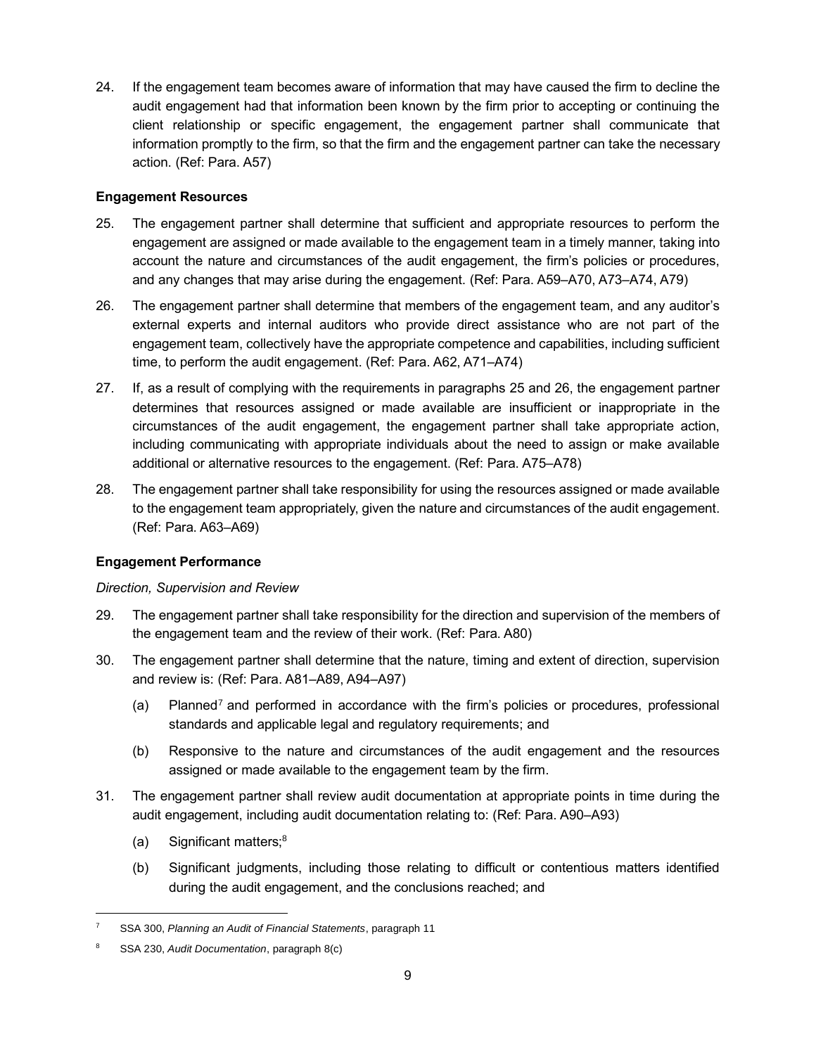24. If the engagement team becomes aware of information that may have caused the firm to decline the audit engagement had that information been known by the firm prior to accepting or continuing the client relationship or specific engagement, the engagement partner shall communicate that information promptly to the firm, so that the firm and the engagement partner can take the necessary action. (Ref: Para. A57)

**Engagement Resources**

25. The engagement partner shall determine that sufficient and appropriate resources to perform the engagement are assigned or made available to the engagement team in a timely manner, taking into account the nature and circumstances of the audit engagement, the firm's policies or procedures, and any changes that may arise during the engagement. (Ref: Para. A59–A70, A73–A74, A79)

26. The engagement partner shall determine that members of the engagement team, and any auditor's external experts and internal auditors who provide direct assistance who are not part of the engagement team, collectively have the appropriate competence and capabilities, including sufficient time, to perform the audit engagement. (Ref: Para. A62, A71–A74)

27. If, as a result of complying with the requirements in paragraphs 25 and 26, the engagement partner determines that resources assigned or made available are insufficient or inappropriate in the circumstances of the audit engagement, the engagement partner shall take appropriate action, including communicating with appropriate individuals about the need to assign or make available additional or alternative resources to the engagement. (Ref: Para. A75–A78)

28. The engagement partner shall take responsibility for using the resources assigned or made available to the engagement team appropriately, given the nature and circumstances of the audit engagement. (Ref: Para. A63–A69)

**Engagement Performance**

*Direction, Supervision and Review*

29. The engagement partner shall take responsibility for the direction and supervision of the members of the engagement team and the review of their work. (Ref: Para. A80)

30. The engagement partner shall determine that the nature, timing and extent of direction, supervision and review is: (Ref: Para. A81–A89, A94–A97)

    (a) Planned[7] and performed in accordance with the firm's policies or procedures, professional standards and applicable legal and regulatory requirements; and

    (b) Responsive to the nature and circumstances of the audit engagement and the resources assigned or made available to the engagement team by the firm.

31. The engagement partner shall review audit documentation at appropriate points in time during the audit engagement, including audit documentation relating to: (Ref: Para. A90–A93)

    (a) Significant matters;[8]

    (b) Significant judgments, including those relating to difficult or contentious matters identified during the audit engagement, and the conclusions reached; and

---

[7] SSA 300, *Planning an Audit of Financial Statements*, paragraph 11

[8] SSA 230, *Audit Documentation*, paragraph 8(c)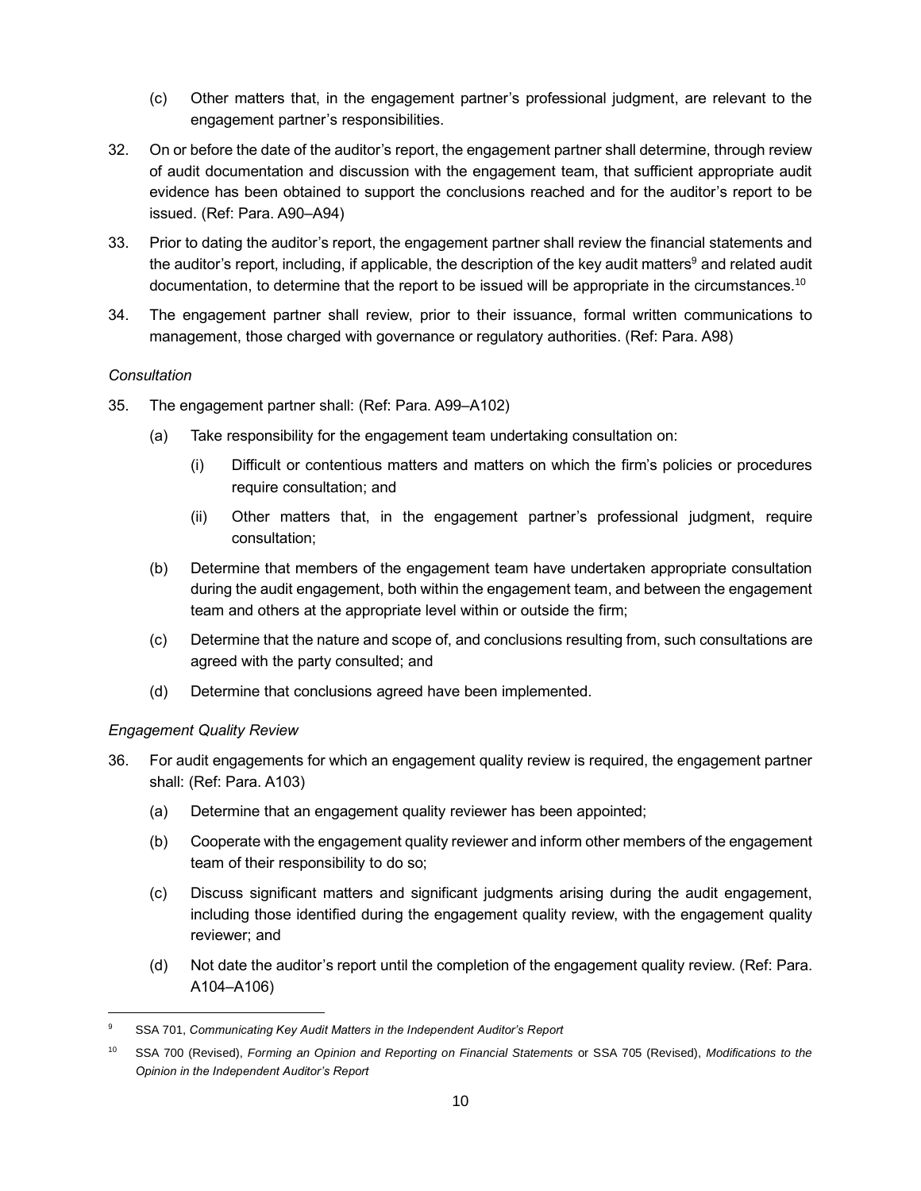(c) Other matters that, in the engagement partner's professional judgment, are relevant to the engagement partner's responsibilities.

32. On or before the date of the auditor's report, the engagement partner shall determine, through review of audit documentation and discussion with the engagement team, that sufficient appropriate audit evidence has been obtained to support the conclusions reached and for the auditor's report to be issued. (Ref: Para. A90–A94)

33. Prior to dating the auditor's report, the engagement partner shall review the financial statements and the auditor's report, including, if applicable, the description of the key audit matters[9] and related audit documentation, to determine that the report to be issued will be appropriate in the circumstances.[10]

34. The engagement partner shall review, prior to their issuance, formal written communications to management, those charged with governance or regulatory authorities. (Ref: Para. A98)

*Consultation*

35. The engagement partner shall: (Ref: Para. A99–A102)

    (a) Take responsibility for the engagement team undertaking consultation on:

        (i) Difficult or contentious matters and matters on which the firm's policies or procedures require consultation; and

        (ii) Other matters that, in the engagement partner's professional judgment, require consultation;

    (b) Determine that members of the engagement team have undertaken appropriate consultation during the audit engagement, both within the engagement team, and between the engagement team and others at the appropriate level within or outside the firm;

    (c) Determine that the nature and scope of, and conclusions resulting from, such consultations are agreed with the party consulted; and

    (d) Determine that conclusions agreed have been implemented.

*Engagement Quality Review*

36. For audit engagements for which an engagement quality review is required, the engagement partner shall: (Ref: Para. A103)

    (a) Determine that an engagement quality reviewer has been appointed;

    (b) Cooperate with the engagement quality reviewer and inform other members of the engagement team of their responsibility to do so;

    (c) Discuss significant matters and significant judgments arising during the audit engagement, including those identified during the engagement quality review, with the engagement quality reviewer; and

    (d) Not date the auditor's report until the completion of the engagement quality review. (Ref: Para. A104–A106)

---

[9] SSA 701, *Communicating Key Audit Matters in the Independent Auditor's Report*

[10] SSA 700 (Revised), *Forming an Opinion and Reporting on Financial Statements* or SSA 705 (Revised), *Modifications to the Opinion in the Independent Auditor's Report*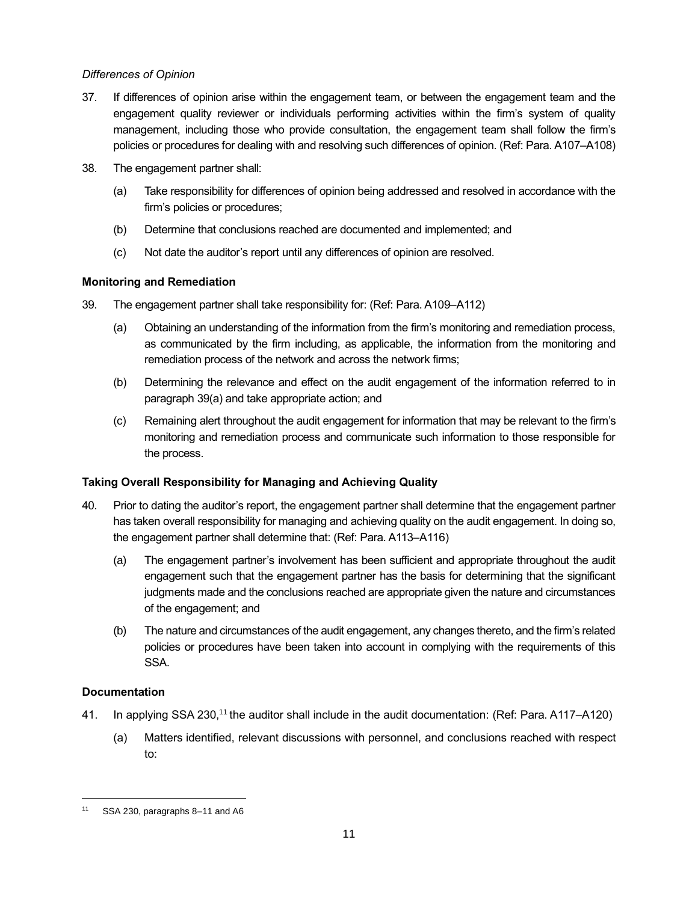*Differences of Opinion*

37. If differences of opinion arise within the engagement team, or between the engagement team and the engagement quality reviewer or individuals performing activities within the firm's system of quality management, including those who provide consultation, the engagement team shall follow the firm's policies or procedures for dealing with and resolving such differences of opinion. (Ref: Para. A107–A108)

38. The engagement partner shall:

    (a) Take responsibility for differences of opinion being addressed and resolved in accordance with the firm's policies or procedures;

    (b) Determine that conclusions reached are documented and implemented; and

    (c) Not date the auditor's report until any differences of opinion are resolved.

**Monitoring and Remediation**

39. The engagement partner shall take responsibility for: (Ref: Para. A109–A112)

    (a) Obtaining an understanding of the information from the firm's monitoring and remediation process, as communicated by the firm including, as applicable, the information from the monitoring and remediation process of the network and across the network firms;

    (b) Determining the relevance and effect on the audit engagement of the information referred to in paragraph 39(a) and take appropriate action; and

    (c) Remaining alert throughout the audit engagement for information that may be relevant to the firm's monitoring and remediation process and communicate such information to those responsible for the process.

**Taking Overall Responsibility for Managing and Achieving Quality**

40. Prior to dating the auditor's report, the engagement partner shall determine that the engagement partner has taken overall responsibility for managing and achieving quality on the audit engagement. In doing so, the engagement partner shall determine that: (Ref: Para. A113–A116)

    (a) The engagement partner's involvement has been sufficient and appropriate throughout the audit engagement such that the engagement partner has the basis for determining that the significant judgments made and the conclusions reached are appropriate given the nature and circumstances of the engagement; and

    (b) The nature and circumstances of the audit engagement, any changes thereto, and the firm's related policies or procedures have been taken into account in complying with the requirements of this SSA.

**Documentation**

41. In applying SSA 230,[11] the auditor shall include in the audit documentation: (Ref: Para. A117–A120)

    (a) Matters identified, relevant discussions with personnel, and conclusions reached with respect to:

---

[11] SSA 230, paragraphs 8–11 and A6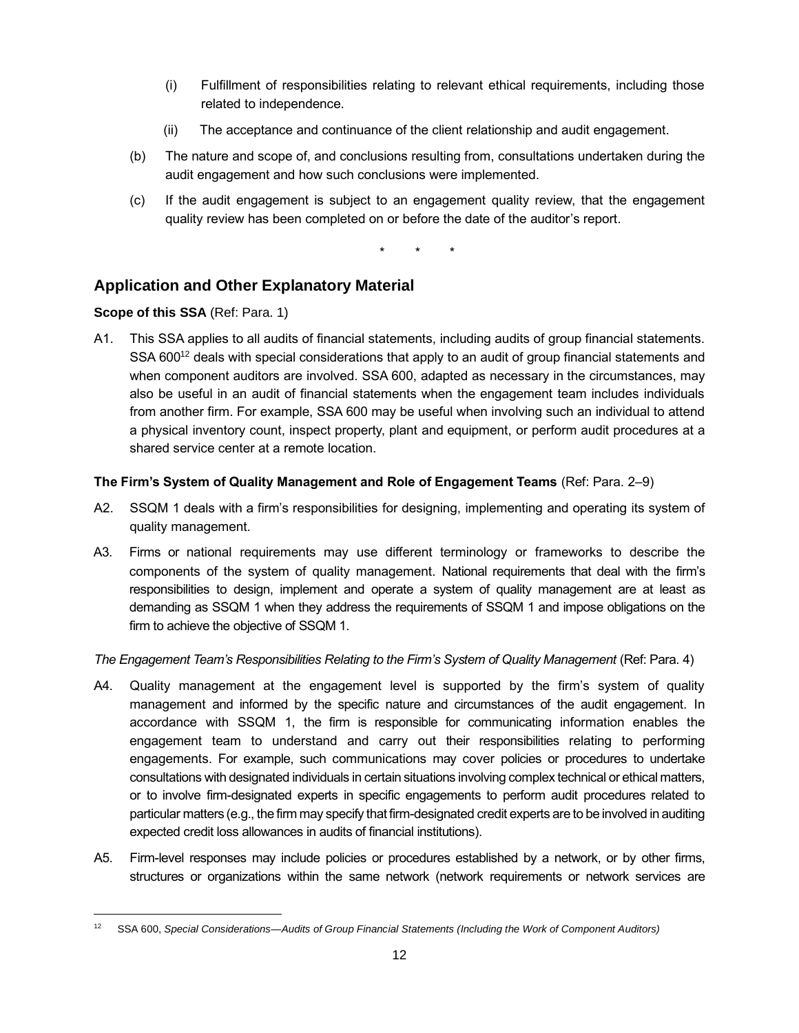(i) Fulfillment of responsibilities relating to relevant ethical requirements, including those related to independence.

(ii) The acceptance and continuance of the client relationship and audit engagement.

(b) The nature and scope of, and conclusions resulting from, consultations undertaken during the audit engagement and how such conclusions were implemented.

(c) If the audit engagement is subject to an engagement quality review, that the engagement quality review has been completed on or before the date of the auditor's report.

\* \* \*

## Application and Other Explanatory Material

**Scope of this SSA** (Ref: Para. 1)

A1. This SSA applies to all audits of financial statements, including audits of group financial statements. SSA 600[12] deals with special considerations that apply to an audit of group financial statements and when component auditors are involved. SSA 600, adapted as necessary in the circumstances, may also be useful in an audit of financial statements when the engagement team includes individuals from another firm. For example, SSA 600 may be useful when involving such an individual to attend a physical inventory count, inspect property, plant and equipment, or perform audit procedures at a shared service center at a remote location.

**The Firm's System of Quality Management and Role of Engagement Teams** (Ref: Para. 2–9)

A2. SSQM 1 deals with a firm's responsibilities for designing, implementing and operating its system of quality management.

A3. Firms or national requirements may use different terminology or frameworks to describe the components of the system of quality management. National requirements that deal with the firm's responsibilities to design, implement and operate a system of quality management are at least as demanding as SSQM 1 when they address the requirements of SSQM 1 and impose obligations on the firm to achieve the objective of SSQM 1.

*The Engagement Team's Responsibilities Relating to the Firm's System of Quality Management* (Ref: Para. 4)

A4. Quality management at the engagement level is supported by the firm's system of quality management and informed by the specific nature and circumstances of the audit engagement. In accordance with SSQM 1, the firm is responsible for communicating information enables the engagement team to understand and carry out their responsibilities relating to performing engagements. For example, such communications may cover policies or procedures to undertake consultations with designated individuals in certain situations involving complex technical or ethical matters, or to involve firm-designated experts in specific engagements to perform audit procedures related to particular matters (e.g., the firm may specify that firm-designated credit experts are to be involved in auditing expected credit loss allowances in audits of financial institutions).

A5. Firm-level responses may include policies or procedures established by a network, or by other firms, structures or organizations within the same network (network requirements or network services are

---

[12] SSA 600, *Special Considerations—Audits of Group Financial Statements (Including the Work of Component Auditors)*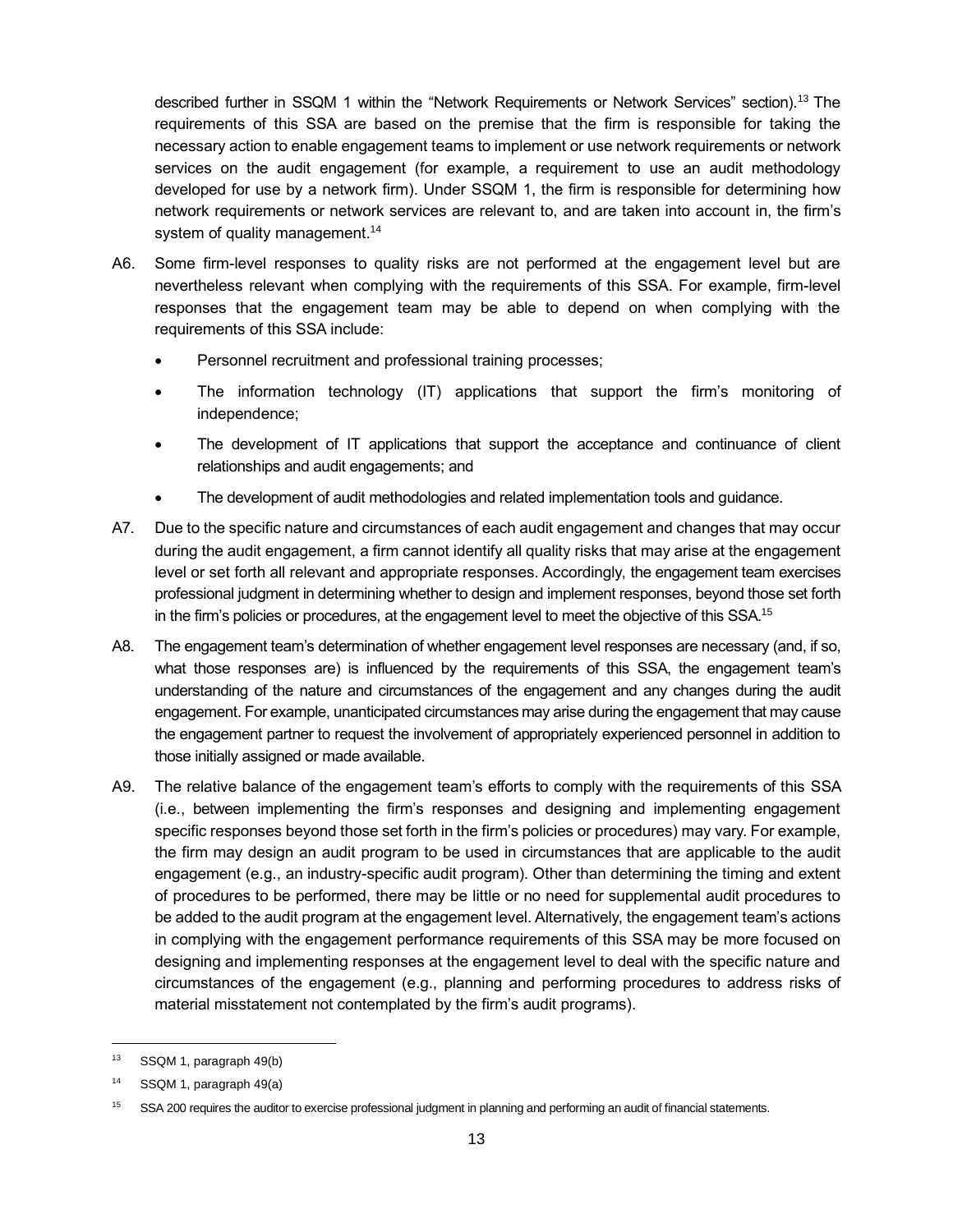described further in SSQM 1 within the "Network Requirements or Network Services" section).[13] The requirements of this SSA are based on the premise that the firm is responsible for taking the necessary action to enable engagement teams to implement or use network requirements or network services on the audit engagement (for example, a requirement to use an audit methodology developed for use by a network firm). Under SSQM 1, the firm is responsible for determining how network requirements or network services are relevant to, and are taken into account in, the firm's system of quality management.[14]

A6. Some firm-level responses to quality risks are not performed at the engagement level but are nevertheless relevant when complying with the requirements of this SSA. For example, firm-level responses that the engagement team may be able to depend on when complying with the requirements of this SSA include:

- Personnel recruitment and professional training processes;
- The information technology (IT) applications that support the firm's monitoring of independence;
- The development of IT applications that support the acceptance and continuance of client relationships and audit engagements; and
- The development of audit methodologies and related implementation tools and guidance.

A7. Due to the specific nature and circumstances of each audit engagement and changes that may occur during the audit engagement, a firm cannot identify all quality risks that may arise at the engagement level or set forth all relevant and appropriate responses. Accordingly, the engagement team exercises professional judgment in determining whether to design and implement responses, beyond those set forth in the firm's policies or procedures, at the engagement level to meet the objective of this SSA.[15]

A8. The engagement team's determination of whether engagement level responses are necessary (and, if so, what those responses are) is influenced by the requirements of this SSA, the engagement team's understanding of the nature and circumstances of the engagement and any changes during the audit engagement. For example, unanticipated circumstances may arise during the engagement that may cause the engagement partner to request the involvement of appropriately experienced personnel in addition to those initially assigned or made available.

A9. The relative balance of the engagement team's efforts to comply with the requirements of this SSA (i.e., between implementing the firm's responses and designing and implementing engagement specific responses beyond those set forth in the firm's policies or procedures) may vary. For example, the firm may design an audit program to be used in circumstances that are applicable to the audit engagement (e.g., an industry-specific audit program). Other than determining the timing and extent of procedures to be performed, there may be little or no need for supplemental audit procedures to be added to the audit program at the engagement level. Alternatively, the engagement team's actions in complying with the engagement performance requirements of this SSA may be more focused on designing and implementing responses at the engagement level to deal with the specific nature and circumstances of the engagement (e.g., planning and performing procedures to address risks of material misstatement not contemplated by the firm's audit programs).

---

[13] SSQM 1, paragraph 49(b)

[14] SSQM 1, paragraph 49(a)

[15] SSA 200 requires the auditor to exercise professional judgment in planning and performing an audit of financial statements.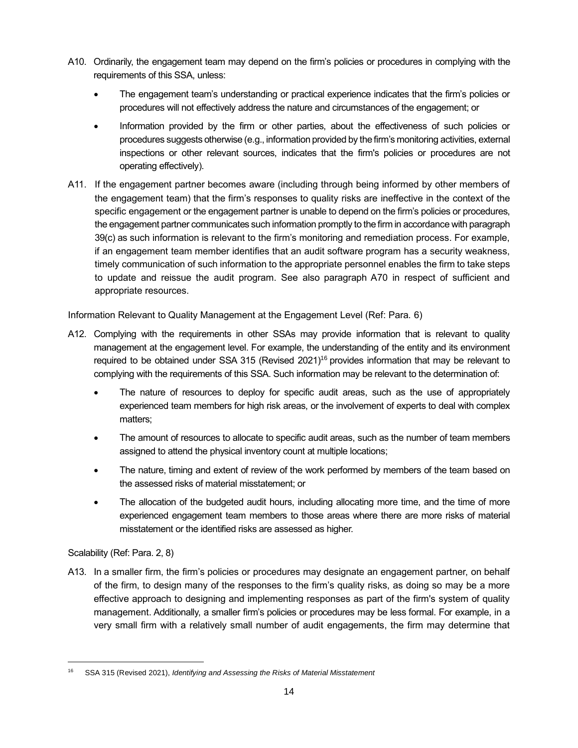A10. Ordinarily, the engagement team may depend on the firm's policies or procedures in complying with the requirements of this SSA, unless:

- The engagement team's understanding or practical experience indicates that the firm's policies or procedures will not effectively address the nature and circumstances of the engagement; or
- Information provided by the firm or other parties, about the effectiveness of such policies or procedures suggests otherwise (e.g., information provided by the firm's monitoring activities, external inspections or other relevant sources, indicates that the firm's policies or procedures are not operating effectively).

A11. If the engagement partner becomes aware (including through being informed by other members of the engagement team) that the firm's responses to quality risks are ineffective in the context of the specific engagement or the engagement partner is unable to depend on the firm's policies or procedures, the engagement partner communicates such information promptly to the firm in accordance with paragraph 39(c) as such information is relevant to the firm's monitoring and remediation process. For example, if an engagement team member identifies that an audit software program has a security weakness, timely communication of such information to the appropriate personnel enables the firm to take steps to update and reissue the audit program. See also paragraph A70 in respect of sufficient and appropriate resources.

Information Relevant to Quality Management at the Engagement Level (Ref: Para. 6)

A12. Complying with the requirements in other SSAs may provide information that is relevant to quality management at the engagement level. For example, the understanding of the entity and its environment required to be obtained under SSA 315 (Revised 2021)[16] provides information that may be relevant to complying with the requirements of this SSA. Such information may be relevant to the determination of:

- The nature of resources to deploy for specific audit areas, such as the use of appropriately experienced team members for high risk areas, or the involvement of experts to deal with complex matters;
- The amount of resources to allocate to specific audit areas, such as the number of team members assigned to attend the physical inventory count at multiple locations;
- The nature, timing and extent of review of the work performed by members of the team based on the assessed risks of material misstatement; or
- The allocation of the budgeted audit hours, including allocating more time, and the time of more experienced engagement team members to those areas where there are more risks of material misstatement or the identified risks are assessed as higher.

Scalability (Ref: Para. 2, 8)

A13. In a smaller firm, the firm's policies or procedures may designate an engagement partner, on behalf of the firm, to design many of the responses to the firm's quality risks, as doing so may be a more effective approach to designing and implementing responses as part of the firm's system of quality management. Additionally, a smaller firm's policies or procedures may be less formal. For example, in a very small firm with a relatively small number of audit engagements, the firm may determine that

---

[16] SSA 315 (Revised 2021), *Identifying and Assessing the Risks of Material Misstatement*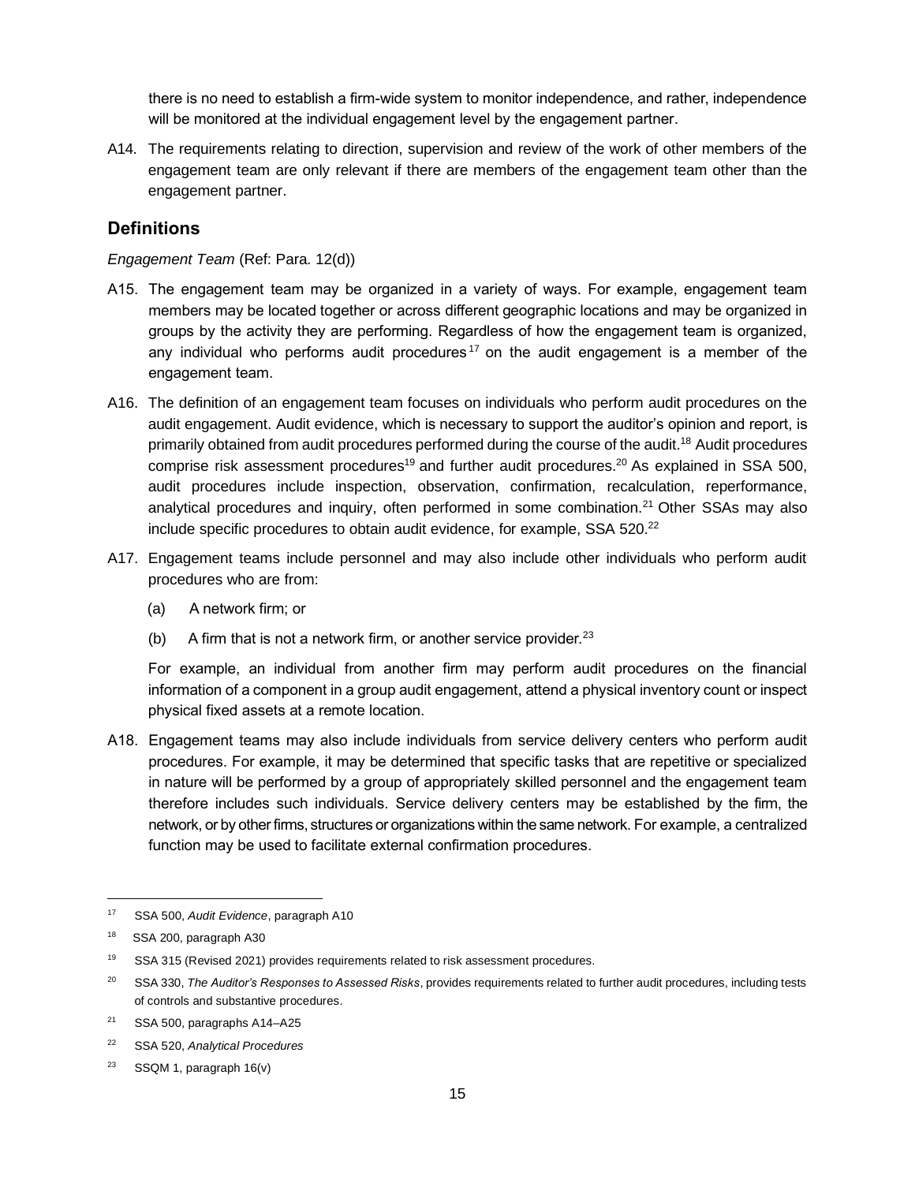there is no need to establish a firm-wide system to monitor independence, and rather, independence will be monitored at the individual engagement level by the engagement partner.

A14. The requirements relating to direction, supervision and review of the work of other members of the engagement team are only relevant if there are members of the engagement team other than the engagement partner.

## Definitions

*Engagement Team* (Ref: Para. 12(d))

A15. The engagement team may be organized in a variety of ways. For example, engagement team members may be located together or across different geographic locations and may be organized in groups by the activity they are performing. Regardless of how the engagement team is organized, any individual who performs audit procedures[17] on the audit engagement is a member of the engagement team.

A16. The definition of an engagement team focuses on individuals who perform audit procedures on the audit engagement. Audit evidence, which is necessary to support the auditor's opinion and report, is primarily obtained from audit procedures performed during the course of the audit.[18] Audit procedures comprise risk assessment procedures[19] and further audit procedures.[20] As explained in SSA 500, audit procedures include inspection, observation, confirmation, recalculation, reperformance, analytical procedures and inquiry, often performed in some combination.[21] Other SSAs may also include specific procedures to obtain audit evidence, for example, SSA 520.[22]

A17. Engagement teams include personnel and may also include other individuals who perform audit procedures who are from:

(a) A network firm; or

(b) A firm that is not a network firm, or another service provider.[23]

For example, an individual from another firm may perform audit procedures on the financial information of a component in a group audit engagement, attend a physical inventory count or inspect physical fixed assets at a remote location.

A18. Engagement teams may also include individuals from service delivery centers who perform audit procedures. For example, it may be determined that specific tasks that are repetitive or specialized in nature will be performed by a group of appropriately skilled personnel and the engagement team therefore includes such individuals. Service delivery centers may be established by the firm, the network, or by other firms, structures or organizations within the same network. For example, a centralized function may be used to facilitate external confirmation procedures.

---

[17] SSA 500, *Audit Evidence*, paragraph A10

[18] SSA 200, paragraph A30

[19] SSA 315 (Revised 2021) provides requirements related to risk assessment procedures.

[20] SSA 330, *The Auditor's Responses to Assessed Risks*, provides requirements related to further audit procedures, including tests of controls and substantive procedures.

[21] SSA 500, paragraphs A14–A25

[22] SSA 520, *Analytical Procedures*

[23] SSQM 1, paragraph 16(v)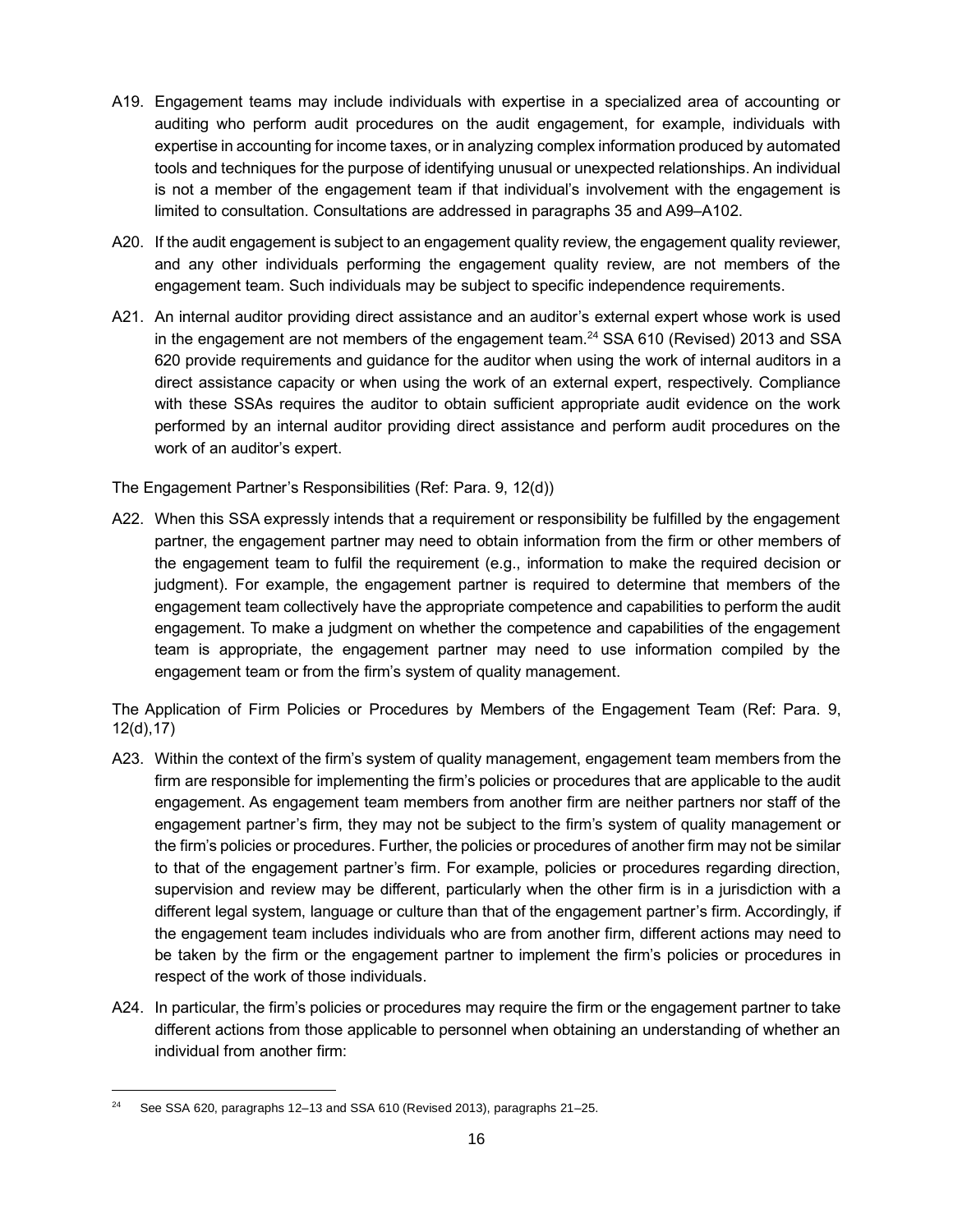A19. Engagement teams may include individuals with expertise in a specialized area of accounting or auditing who perform audit procedures on the audit engagement, for example, individuals with expertise in accounting for income taxes, or in analyzing complex information produced by automated tools and techniques for the purpose of identifying unusual or unexpected relationships. An individual is not a member of the engagement team if that individual's involvement with the engagement is limited to consultation. Consultations are addressed in paragraphs 35 and A99–A102.

A20. If the audit engagement is subject to an engagement quality review, the engagement quality reviewer, and any other individuals performing the engagement quality review, are not members of the engagement team. Such individuals may be subject to specific independence requirements.

A21. An internal auditor providing direct assistance and an auditor's external expert whose work is used in the engagement are not members of the engagement team.[24] SSA 610 (Revised) 2013 and SSA 620 provide requirements and guidance for the auditor when using the work of internal auditors in a direct assistance capacity or when using the work of an external expert, respectively. Compliance with these SSAs requires the auditor to obtain sufficient appropriate audit evidence on the work performed by an internal auditor providing direct assistance and perform audit procedures on the work of an auditor's expert.

The Engagement Partner's Responsibilities (Ref: Para. 9, 12(d))

A22. When this SSA expressly intends that a requirement or responsibility be fulfilled by the engagement partner, the engagement partner may need to obtain information from the firm or other members of the engagement team to fulfil the requirement (e.g., information to make the required decision or judgment). For example, the engagement partner is required to determine that members of the engagement team collectively have the appropriate competence and capabilities to perform the audit engagement. To make a judgment on whether the competence and capabilities of the engagement team is appropriate, the engagement partner may need to use information compiled by the engagement team or from the firm's system of quality management.

The Application of Firm Policies or Procedures by Members of the Engagement Team (Ref: Para. 9, 12(d),17)

A23. Within the context of the firm's system of quality management, engagement team members from the firm are responsible for implementing the firm's policies or procedures that are applicable to the audit engagement. As engagement team members from another firm are neither partners nor staff of the engagement partner's firm, they may not be subject to the firm's system of quality management or the firm's policies or procedures. Further, the policies or procedures of another firm may not be similar to that of the engagement partner's firm. For example, policies or procedures regarding direction, supervision and review may be different, particularly when the other firm is in a jurisdiction with a different legal system, language or culture than that of the engagement partner's firm. Accordingly, if the engagement team includes individuals who are from another firm, different actions may need to be taken by the firm or the engagement partner to implement the firm's policies or procedures in respect of the work of those individuals.

A24. In particular, the firm's policies or procedures may require the firm or the engagement partner to take different actions from those applicable to personnel when obtaining an understanding of whether an individual from another firm:

---

[24] See SSA 620, paragraphs 12–13 and SSA 610 (Revised 2013), paragraphs 21–25.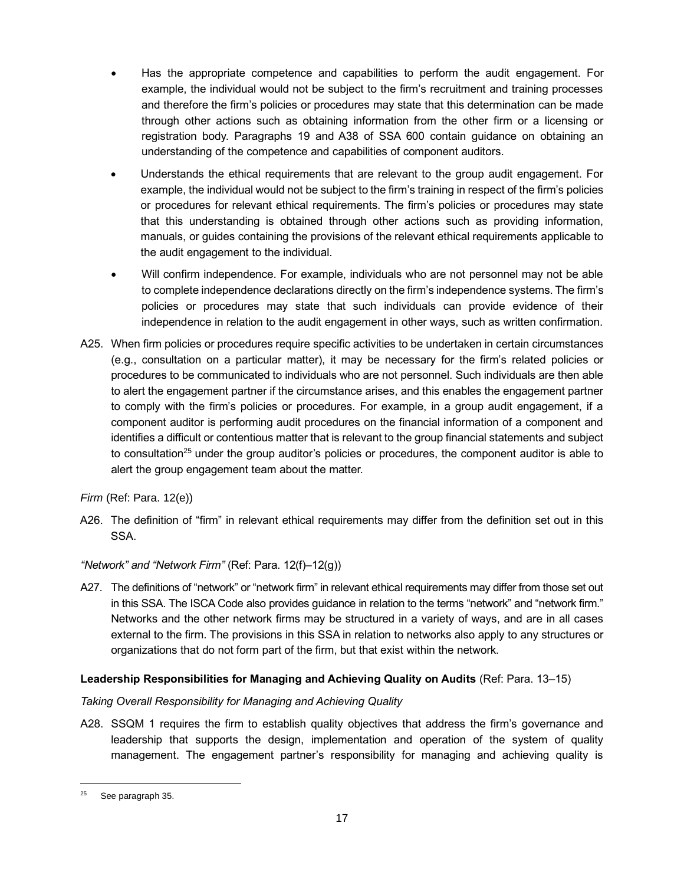- Has the appropriate competence and capabilities to perform the audit engagement. For example, the individual would not be subject to the firm's recruitment and training processes and therefore the firm's policies or procedures may state that this determination can be made through other actions such as obtaining information from the other firm or a licensing or registration body. Paragraphs 19 and A38 of SSA 600 contain guidance on obtaining an understanding of the competence and capabilities of component auditors.
- Understands the ethical requirements that are relevant to the group audit engagement. For example, the individual would not be subject to the firm's training in respect of the firm's policies or procedures for relevant ethical requirements. The firm's policies or procedures may state that this understanding is obtained through other actions such as providing information, manuals, or guides containing the provisions of the relevant ethical requirements applicable to the audit engagement to the individual.
- Will confirm independence. For example, individuals who are not personnel may not be able to complete independence declarations directly on the firm's independence systems. The firm's policies or procedures may state that such individuals can provide evidence of their independence in relation to the audit engagement in other ways, such as written confirmation.

A25. When firm policies or procedures require specific activities to be undertaken in certain circumstances (e.g., consultation on a particular matter), it may be necessary for the firm's related policies or procedures to be communicated to individuals who are not personnel. Such individuals are then able to alert the engagement partner if the circumstance arises, and this enables the engagement partner to comply with the firm's policies or procedures. For example, in a group audit engagement, if a component auditor is performing audit procedures on the financial information of a component and identifies a difficult or contentious matter that is relevant to the group financial statements and subject to consultation[25] under the group auditor's policies or procedures, the component auditor is able to alert the group engagement team about the matter.

*Firm* (Ref: Para. 12(e))

A26. The definition of "firm" in relevant ethical requirements may differ from the definition set out in this SSA.

*"Network" and "Network Firm"* (Ref: Para. 12(f)–12(g))

A27. The definitions of "network" or "network firm" in relevant ethical requirements may differ from those set out in this SSA. The ISCA Code also provides guidance in relation to the terms "network" and "network firm." Networks and the other network firms may be structured in a variety of ways, and are in all cases external to the firm. The provisions in this SSA in relation to networks also apply to any structures or organizations that do not form part of the firm, but that exist within the network.

**Leadership Responsibilities for Managing and Achieving Quality on Audits** (Ref: Para. 13–15)

*Taking Overall Responsibility for Managing and Achieving Quality*

A28. SSQM 1 requires the firm to establish quality objectives that address the firm's governance and leadership that supports the design, implementation and operation of the system of quality management. The engagement partner's responsibility for managing and achieving quality is

[25] See paragraph 35.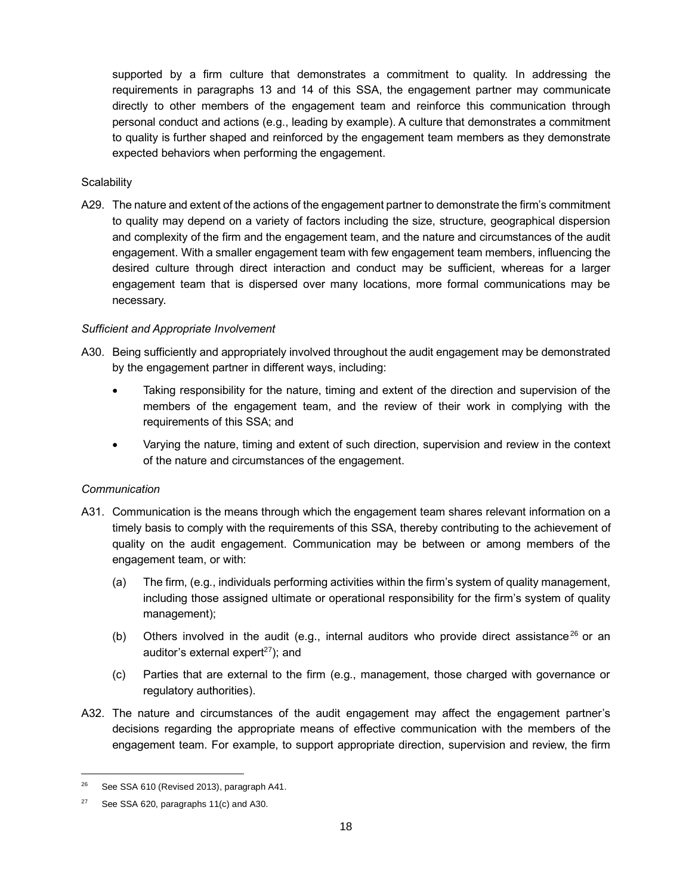supported by a firm culture that demonstrates a commitment to quality. In addressing the requirements in paragraphs 13 and 14 of this SSA, the engagement partner may communicate directly to other members of the engagement team and reinforce this communication through personal conduct and actions (e.g., leading by example). A culture that demonstrates a commitment to quality is further shaped and reinforced by the engagement team members as they demonstrate expected behaviors when performing the engagement.

Scalability

A29. The nature and extent of the actions of the engagement partner to demonstrate the firm's commitment to quality may depend on a variety of factors including the size, structure, geographical dispersion and complexity of the firm and the engagement team, and the nature and circumstances of the audit engagement. With a smaller engagement team with few engagement team members, influencing the desired culture through direct interaction and conduct may be sufficient, whereas for a larger engagement team that is dispersed over many locations, more formal communications may be necessary.

*Sufficient and Appropriate Involvement*

A30. Being sufficiently and appropriately involved throughout the audit engagement may be demonstrated by the engagement partner in different ways, including:

- Taking responsibility for the nature, timing and extent of the direction and supervision of the members of the engagement team, and the review of their work in complying with the requirements of this SSA; and
- Varying the nature, timing and extent of such direction, supervision and review in the context of the nature and circumstances of the engagement.

*Communication*

A31. Communication is the means through which the engagement team shares relevant information on a timely basis to comply with the requirements of this SSA, thereby contributing to the achievement of quality on the audit engagement. Communication may be between or among members of the engagement team, or with:

(a) The firm, (e.g., individuals performing activities within the firm's system of quality management, including those assigned ultimate or operational responsibility for the firm's system of quality management);

(b) Others involved in the audit (e.g., internal auditors who provide direct assistance[26] or an auditor's external expert[27]); and

(c) Parties that are external to the firm (e.g., management, those charged with governance or regulatory authorities).

A32. The nature and circumstances of the audit engagement may affect the engagement partner's decisions regarding the appropriate means of effective communication with the members of the engagement team. For example, to support appropriate direction, supervision and review, the firm

---

[26] See SSA 610 (Revised 2013), paragraph A41.

[27] See SSA 620, paragraphs 11(c) and A30.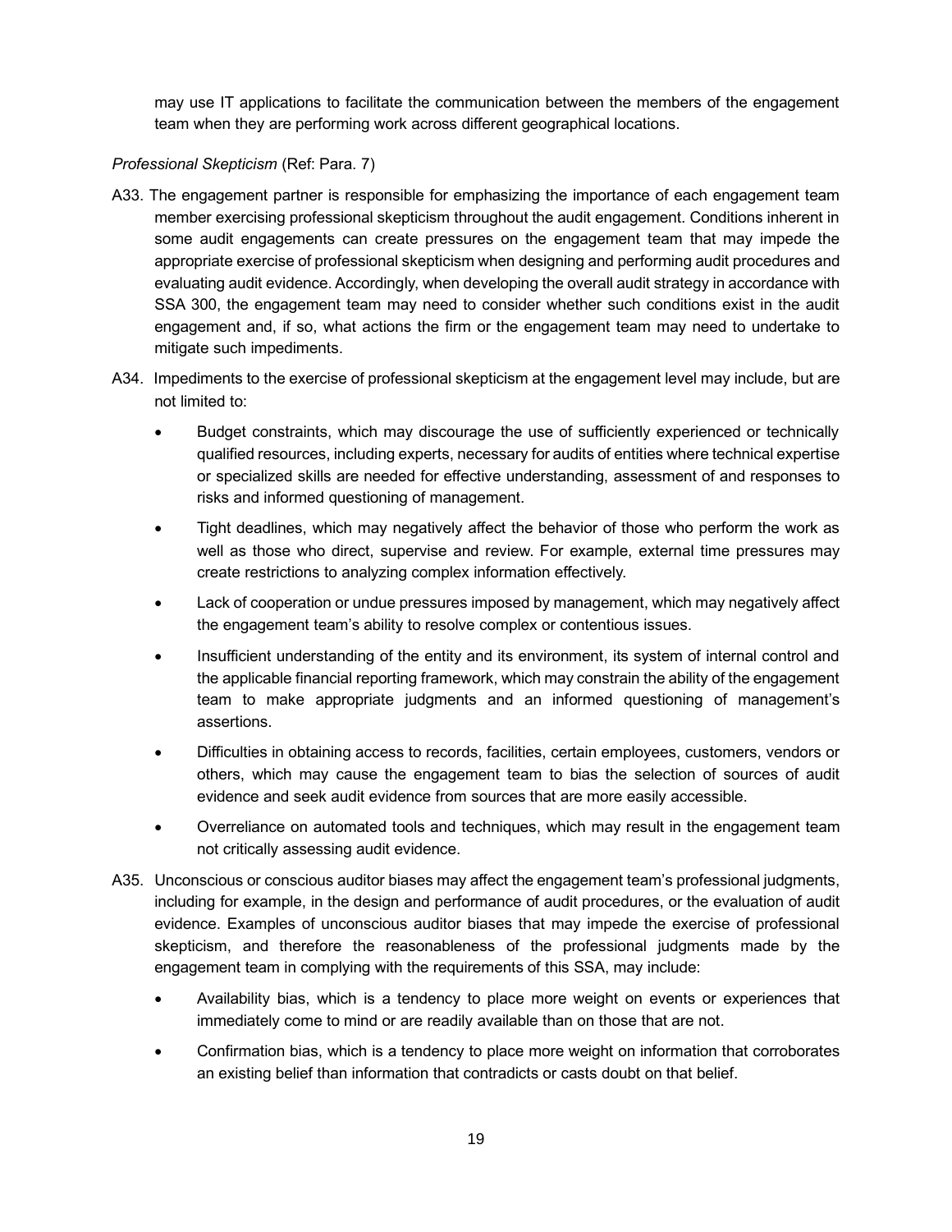may use IT applications to facilitate the communication between the members of the engagement team when they are performing work across different geographical locations.

*Professional Skepticism* (Ref: Para. 7)

A33. The engagement partner is responsible for emphasizing the importance of each engagement team member exercising professional skepticism throughout the audit engagement. Conditions inherent in some audit engagements can create pressures on the engagement team that may impede the appropriate exercise of professional skepticism when designing and performing audit procedures and evaluating audit evidence. Accordingly, when developing the overall audit strategy in accordance with SSA 300, the engagement team may need to consider whether such conditions exist in the audit engagement and, if so, what actions the firm or the engagement team may need to undertake to mitigate such impediments.

A34. Impediments to the exercise of professional skepticism at the engagement level may include, but are not limited to:

- Budget constraints, which may discourage the use of sufficiently experienced or technically qualified resources, including experts, necessary for audits of entities where technical expertise or specialized skills are needed for effective understanding, assessment of and responses to risks and informed questioning of management.
- Tight deadlines, which may negatively affect the behavior of those who perform the work as well as those who direct, supervise and review. For example, external time pressures may create restrictions to analyzing complex information effectively.
- Lack of cooperation or undue pressures imposed by management, which may negatively affect the engagement team's ability to resolve complex or contentious issues.
- Insufficient understanding of the entity and its environment, its system of internal control and the applicable financial reporting framework, which may constrain the ability of the engagement team to make appropriate judgments and an informed questioning of management's assertions.
- Difficulties in obtaining access to records, facilities, certain employees, customers, vendors or others, which may cause the engagement team to bias the selection of sources of audit evidence and seek audit evidence from sources that are more easily accessible.
- Overreliance on automated tools and techniques, which may result in the engagement team not critically assessing audit evidence.

A35. Unconscious or conscious auditor biases may affect the engagement team's professional judgments, including for example, in the design and performance of audit procedures, or the evaluation of audit evidence. Examples of unconscious auditor biases that may impede the exercise of professional skepticism, and therefore the reasonableness of the professional judgments made by the engagement team in complying with the requirements of this SSA, may include:

- Availability bias, which is a tendency to place more weight on events or experiences that immediately come to mind or are readily available than on those that are not.
- Confirmation bias, which is a tendency to place more weight on information that corroborates an existing belief than information that contradicts or casts doubt on that belief.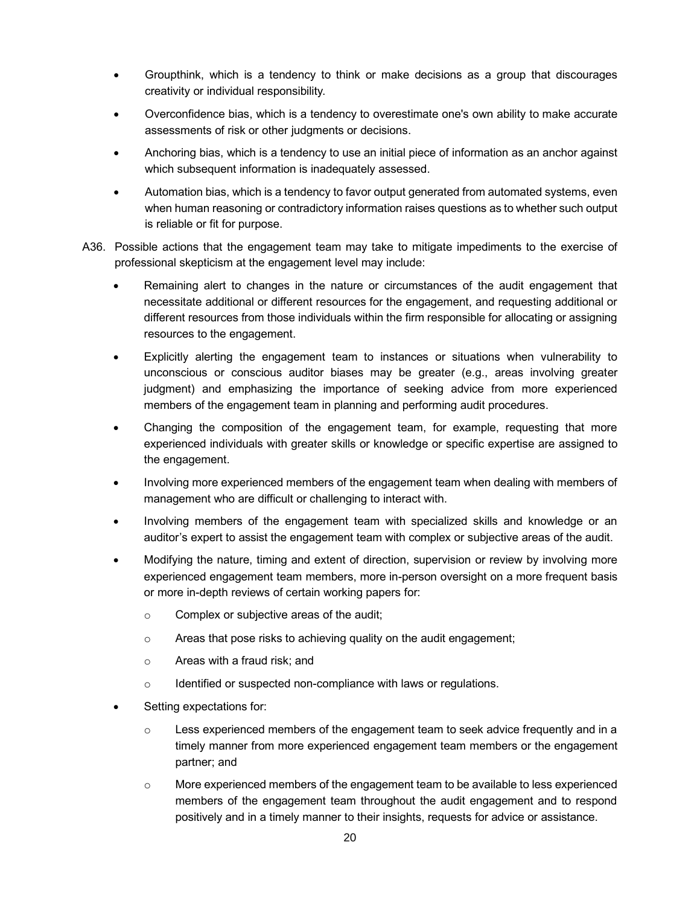- Groupthink, which is a tendency to think or make decisions as a group that discourages creativity or individual responsibility.
- Overconfidence bias, which is a tendency to overestimate one's own ability to make accurate assessments of risk or other judgments or decisions.
- Anchoring bias, which is a tendency to use an initial piece of information as an anchor against which subsequent information is inadequately assessed.
- Automation bias, which is a tendency to favor output generated from automated systems, even when human reasoning or contradictory information raises questions as to whether such output is reliable or fit for purpose.

A36. Possible actions that the engagement team may take to mitigate impediments to the exercise of professional skepticism at the engagement level may include:

- Remaining alert to changes in the nature or circumstances of the audit engagement that necessitate additional or different resources for the engagement, and requesting additional or different resources from those individuals within the firm responsible for allocating or assigning resources to the engagement.
- Explicitly alerting the engagement team to instances or situations when vulnerability to unconscious or conscious auditor biases may be greater (e.g., areas involving greater judgment) and emphasizing the importance of seeking advice from more experienced members of the engagement team in planning and performing audit procedures.
- Changing the composition of the engagement team, for example, requesting that more experienced individuals with greater skills or knowledge or specific expertise are assigned to the engagement.
- Involving more experienced members of the engagement team when dealing with members of management who are difficult or challenging to interact with.
- Involving members of the engagement team with specialized skills and knowledge or an auditor's expert to assist the engagement team with complex or subjective areas of the audit.
- Modifying the nature, timing and extent of direction, supervision or review by involving more experienced engagement team members, more in-person oversight on a more frequent basis or more in-depth reviews of certain working papers for:
    - Complex or subjective areas of the audit;
    - Areas that pose risks to achieving quality on the audit engagement;
    - Areas with a fraud risk; and
    - Identified or suspected non-compliance with laws or regulations.
- Setting expectations for:
    - Less experienced members of the engagement team to seek advice frequently and in a timely manner from more experienced engagement team members or the engagement partner; and
    - More experienced members of the engagement team to be available to less experienced members of the engagement team throughout the audit engagement and to respond positively and in a timely manner to their insights, requests for advice or assistance.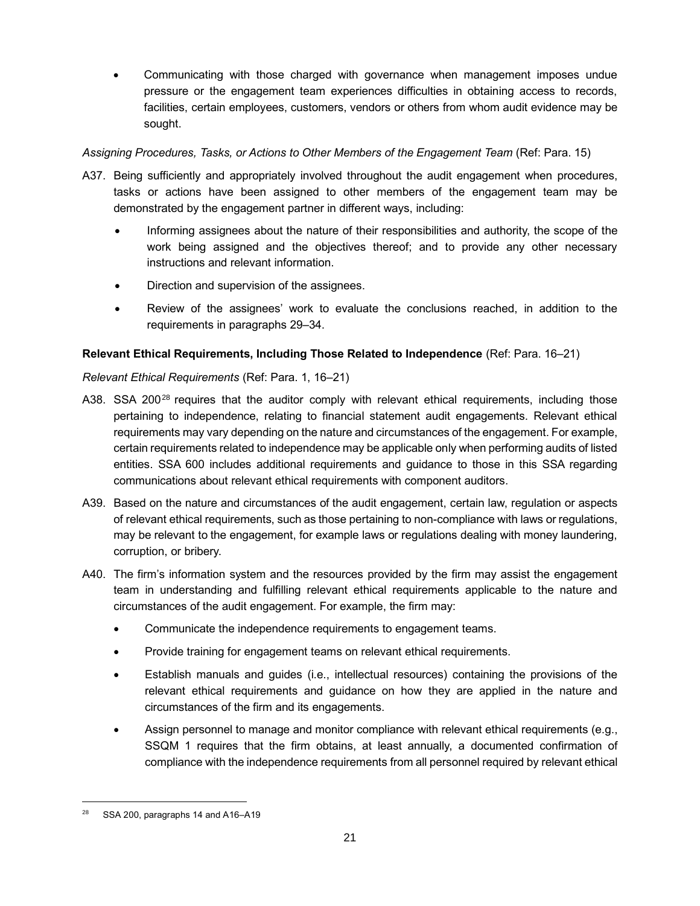- Communicating with those charged with governance when management imposes undue pressure or the engagement team experiences difficulties in obtaining access to records, facilities, certain employees, customers, vendors or others from whom audit evidence may be sought.

*Assigning Procedures, Tasks, or Actions to Other Members of the Engagement Team* (Ref: Para. 15)

A37. Being sufficiently and appropriately involved throughout the audit engagement when procedures, tasks or actions have been assigned to other members of the engagement team may be demonstrated by the engagement partner in different ways, including:

- Informing assignees about the nature of their responsibilities and authority, the scope of the work being assigned and the objectives thereof; and to provide any other necessary instructions and relevant information.
- Direction and supervision of the assignees.
- Review of the assignees' work to evaluate the conclusions reached, in addition to the requirements in paragraphs 29–34.

**Relevant Ethical Requirements, Including Those Related to Independence** (Ref: Para. 16–21)

*Relevant Ethical Requirements* (Ref: Para. 1, 16–21)

A38. SSA 200[28] requires that the auditor comply with relevant ethical requirements, including those pertaining to independence, relating to financial statement audit engagements. Relevant ethical requirements may vary depending on the nature and circumstances of the engagement. For example, certain requirements related to independence may be applicable only when performing audits of listed entities. SSA 600 includes additional requirements and guidance to those in this SSA regarding communications about relevant ethical requirements with component auditors.

A39. Based on the nature and circumstances of the audit engagement, certain law, regulation or aspects of relevant ethical requirements, such as those pertaining to non-compliance with laws or regulations, may be relevant to the engagement, for example laws or regulations dealing with money laundering, corruption, or bribery.

A40. The firm's information system and the resources provided by the firm may assist the engagement team in understanding and fulfilling relevant ethical requirements applicable to the nature and circumstances of the audit engagement. For example, the firm may:

- Communicate the independence requirements to engagement teams.
- Provide training for engagement teams on relevant ethical requirements.
- Establish manuals and guides (i.e., intellectual resources) containing the provisions of the relevant ethical requirements and guidance on how they are applied in the nature and circumstances of the firm and its engagements.
- Assign personnel to manage and monitor compliance with relevant ethical requirements (e.g., SSQM 1 requires that the firm obtains, at least annually, a documented confirmation of compliance with the independence requirements from all personnel required by relevant ethical

---

[28] SSA 200, paragraphs 14 and A16–A19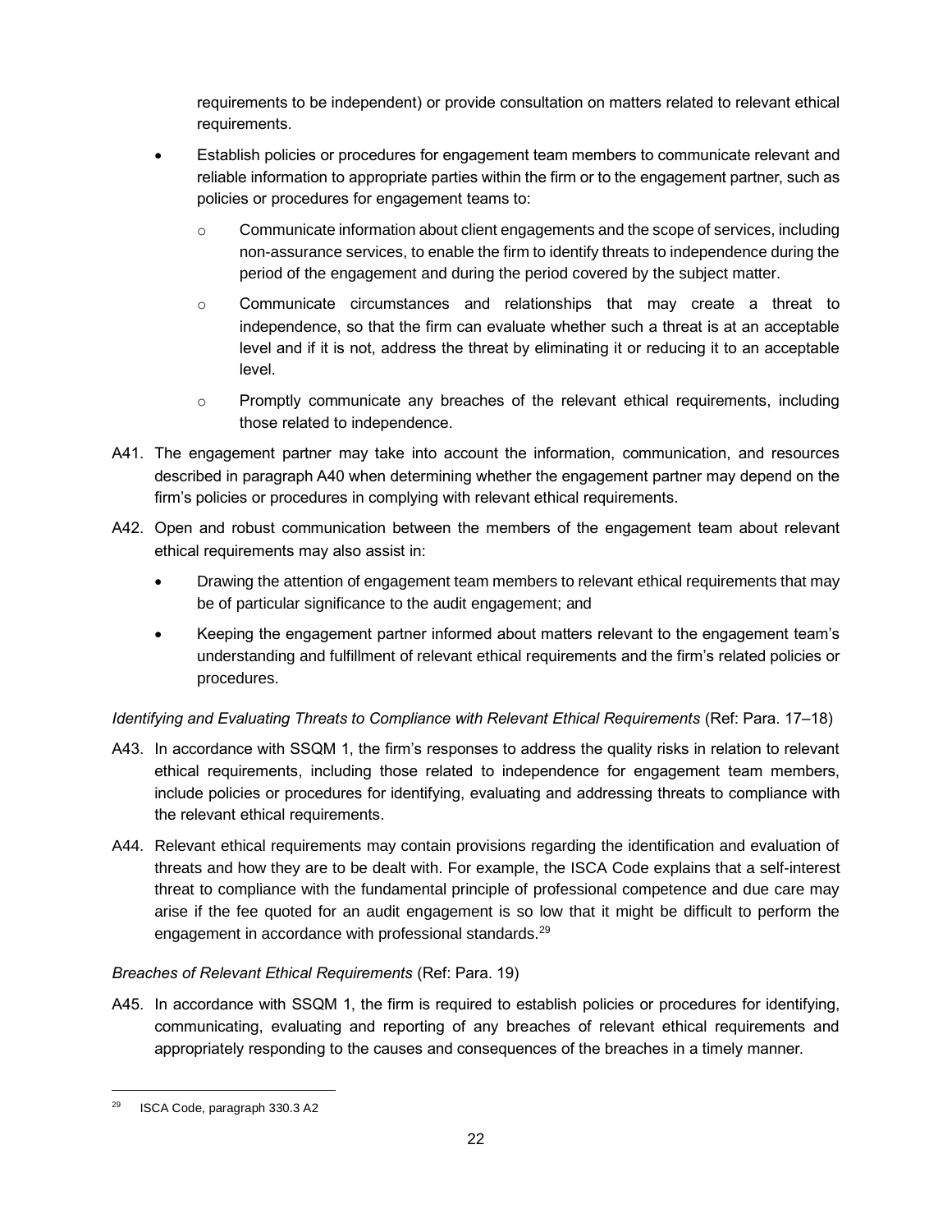requirements to be independent) or provide consultation on matters related to relevant ethical requirements.

- Establish policies or procedures for engagement team members to communicate relevant and reliable information to appropriate parties within the firm or to the engagement partner, such as policies or procedures for engagement teams to:
    - Communicate information about client engagements and the scope of services, including non-assurance services, to enable the firm to identify threats to independence during the period of the engagement and during the period covered by the subject matter.
    - Communicate circumstances and relationships that may create a threat to independence, so that the firm can evaluate whether such a threat is at an acceptable level and if it is not, address the threat by eliminating it or reducing it to an acceptable level.
    - Promptly communicate any breaches of the relevant ethical requirements, including those related to independence.

A41. The engagement partner may take into account the information, communication, and resources described in paragraph A40 when determining whether the engagement partner may depend on the firm's policies or procedures in complying with relevant ethical requirements.

A42. Open and robust communication between the members of the engagement team about relevant ethical requirements may also assist in:

- Drawing the attention of engagement team members to relevant ethical requirements that may be of particular significance to the audit engagement; and
- Keeping the engagement partner informed about matters relevant to the engagement team's understanding and fulfillment of relevant ethical requirements and the firm's related policies or procedures.

*Identifying and Evaluating Threats to Compliance with Relevant Ethical Requirements* (Ref: Para. 17–18)

A43. In accordance with SSQM 1, the firm's responses to address the quality risks in relation to relevant ethical requirements, including those related to independence for engagement team members, include policies or procedures for identifying, evaluating and addressing threats to compliance with the relevant ethical requirements.

A44. Relevant ethical requirements may contain provisions regarding the identification and evaluation of threats and how they are to be dealt with. For example, the ISCA Code explains that a self-interest threat to compliance with the fundamental principle of professional competence and due care may arise if the fee quoted for an audit engagement is so low that it might be difficult to perform the engagement in accordance with professional standards.[29]

*Breaches of Relevant Ethical Requirements* (Ref: Para. 19)

A45. In accordance with SSQM 1, the firm is required to establish policies or procedures for identifying, communicating, evaluating and reporting of any breaches of relevant ethical requirements and appropriately responding to the causes and consequences of the breaches in a timely manner.

---

[29] ISCA Code, paragraph 330.3 A2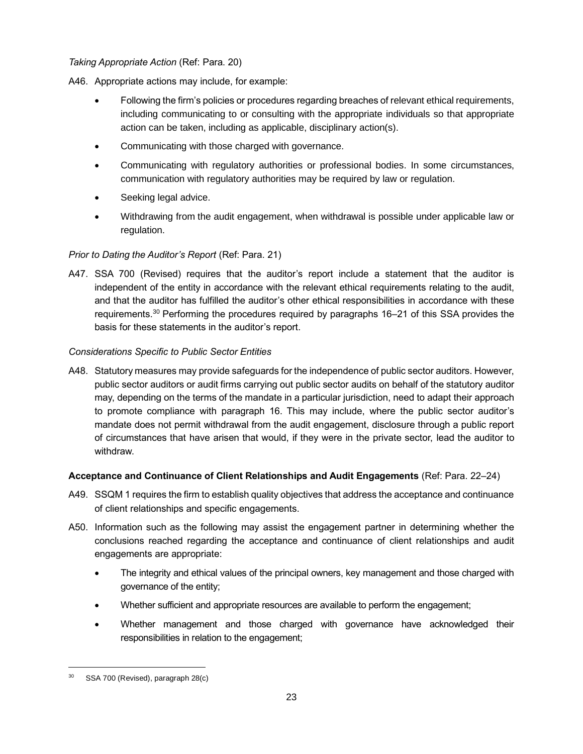*Taking Appropriate Action* (Ref: Para. 20)

A46. Appropriate actions may include, for example:

- Following the firm's policies or procedures regarding breaches of relevant ethical requirements, including communicating to or consulting with the appropriate individuals so that appropriate action can be taken, including as applicable, disciplinary action(s).
- Communicating with those charged with governance.
- Communicating with regulatory authorities or professional bodies. In some circumstances, communication with regulatory authorities may be required by law or regulation.
- Seeking legal advice.
- Withdrawing from the audit engagement, when withdrawal is possible under applicable law or regulation.

*Prior to Dating the Auditor's Report* (Ref: Para. 21)

A47. SSA 700 (Revised) requires that the auditor's report include a statement that the auditor is independent of the entity in accordance with the relevant ethical requirements relating to the audit, and that the auditor has fulfilled the auditor's other ethical responsibilities in accordance with these requirements.[30] Performing the procedures required by paragraphs 16–21 of this SSA provides the basis for these statements in the auditor's report.

*Considerations Specific to Public Sector Entities*

A48. Statutory measures may provide safeguards for the independence of public sector auditors. However, public sector auditors or audit firms carrying out public sector audits on behalf of the statutory auditor may, depending on the terms of the mandate in a particular jurisdiction, need to adapt their approach to promote compliance with paragraph 16. This may include, where the public sector auditor's mandate does not permit withdrawal from the audit engagement, disclosure through a public report of circumstances that have arisen that would, if they were in the private sector, lead the auditor to withdraw.

**Acceptance and Continuance of Client Relationships and Audit Engagements** (Ref: Para. 22–24)

A49. SSQM 1 requires the firm to establish quality objectives that address the acceptance and continuance of client relationships and specific engagements.

A50. Information such as the following may assist the engagement partner in determining whether the conclusions reached regarding the acceptance and continuance of client relationships and audit engagements are appropriate:

- The integrity and ethical values of the principal owners, key management and those charged with governance of the entity;
- Whether sufficient and appropriate resources are available to perform the engagement;
- Whether management and those charged with governance have acknowledged their responsibilities in relation to the engagement;

---

[30] SSA 700 (Revised), paragraph 28(c)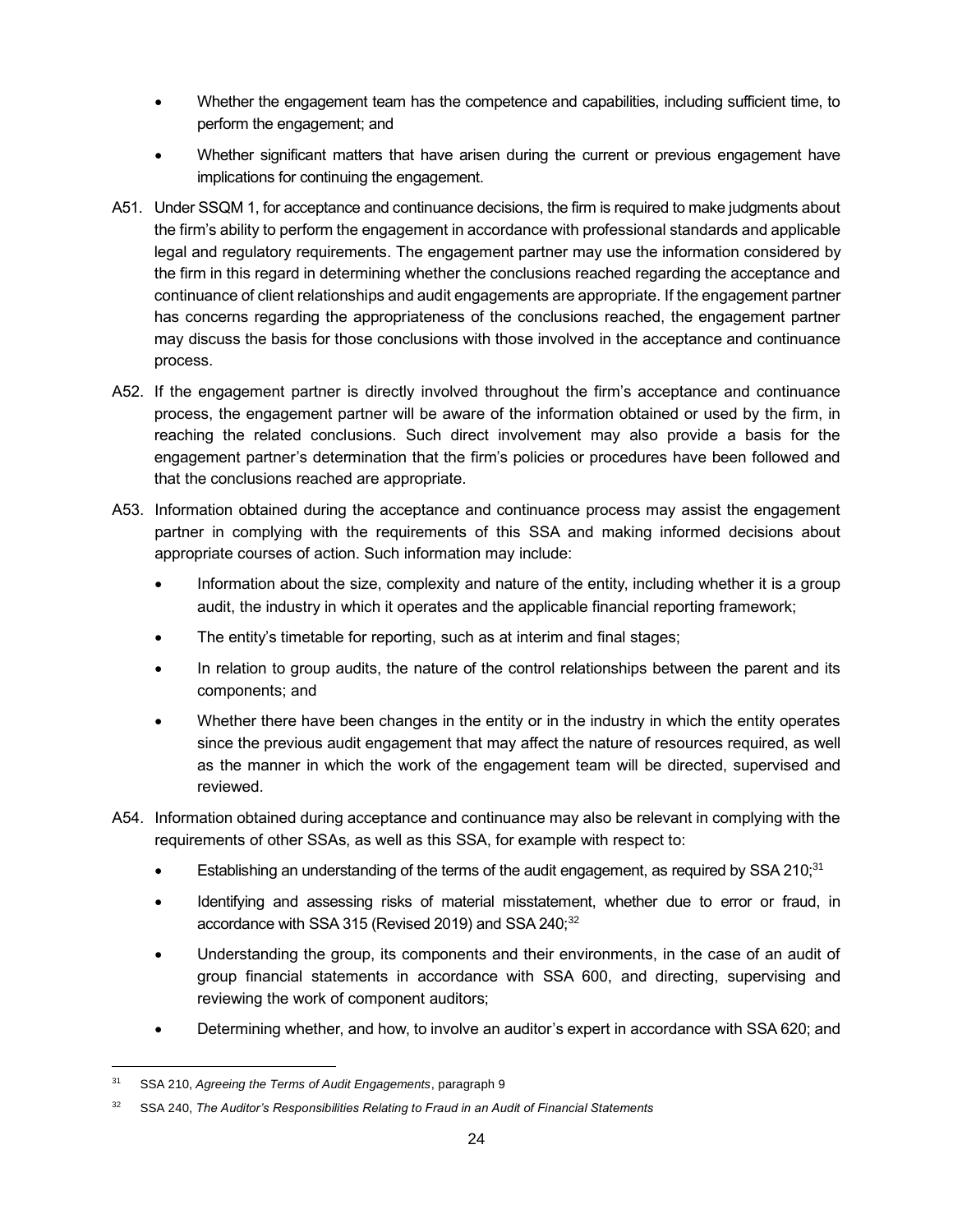- Whether the engagement team has the competence and capabilities, including sufficient time, to perform the engagement; and
- Whether significant matters that have arisen during the current or previous engagement have implications for continuing the engagement.

A51. Under SSQM 1, for acceptance and continuance decisions, the firm is required to make judgments about the firm's ability to perform the engagement in accordance with professional standards and applicable legal and regulatory requirements. The engagement partner may use the information considered by the firm in this regard in determining whether the conclusions reached regarding the acceptance and continuance of client relationships and audit engagements are appropriate. If the engagement partner has concerns regarding the appropriateness of the conclusions reached, the engagement partner may discuss the basis for those conclusions with those involved in the acceptance and continuance process.

A52. If the engagement partner is directly involved throughout the firm's acceptance and continuance process, the engagement partner will be aware of the information obtained or used by the firm, in reaching the related conclusions. Such direct involvement may also provide a basis for the engagement partner's determination that the firm's policies or procedures have been followed and that the conclusions reached are appropriate.

A53. Information obtained during the acceptance and continuance process may assist the engagement partner in complying with the requirements of this SSA and making informed decisions about appropriate courses of action. Such information may include:

- Information about the size, complexity and nature of the entity, including whether it is a group audit, the industry in which it operates and the applicable financial reporting framework;
- The entity's timetable for reporting, such as at interim and final stages;
- In relation to group audits, the nature of the control relationships between the parent and its components; and
- Whether there have been changes in the entity or in the industry in which the entity operates since the previous audit engagement that may affect the nature of resources required, as well as the manner in which the work of the engagement team will be directed, supervised and reviewed.

A54. Information obtained during acceptance and continuance may also be relevant in complying with the requirements of other SSAs, as well as this SSA, for example with respect to:

- Establishing an understanding of the terms of the audit engagement, as required by SSA 210;[31]
- Identifying and assessing risks of material misstatement, whether due to error or fraud, in accordance with SSA 315 (Revised 2019) and SSA 240;[32]
- Understanding the group, its components and their environments, in the case of an audit of group financial statements in accordance with SSA 600, and directing, supervising and reviewing the work of component auditors;
- Determining whether, and how, to involve an auditor's expert in accordance with SSA 620; and

---

[31] SSA 210, *Agreeing the Terms of Audit Engagements*, paragraph 9

[32] SSA 240, *The Auditor's Responsibilities Relating to Fraud in an Audit of Financial Statements*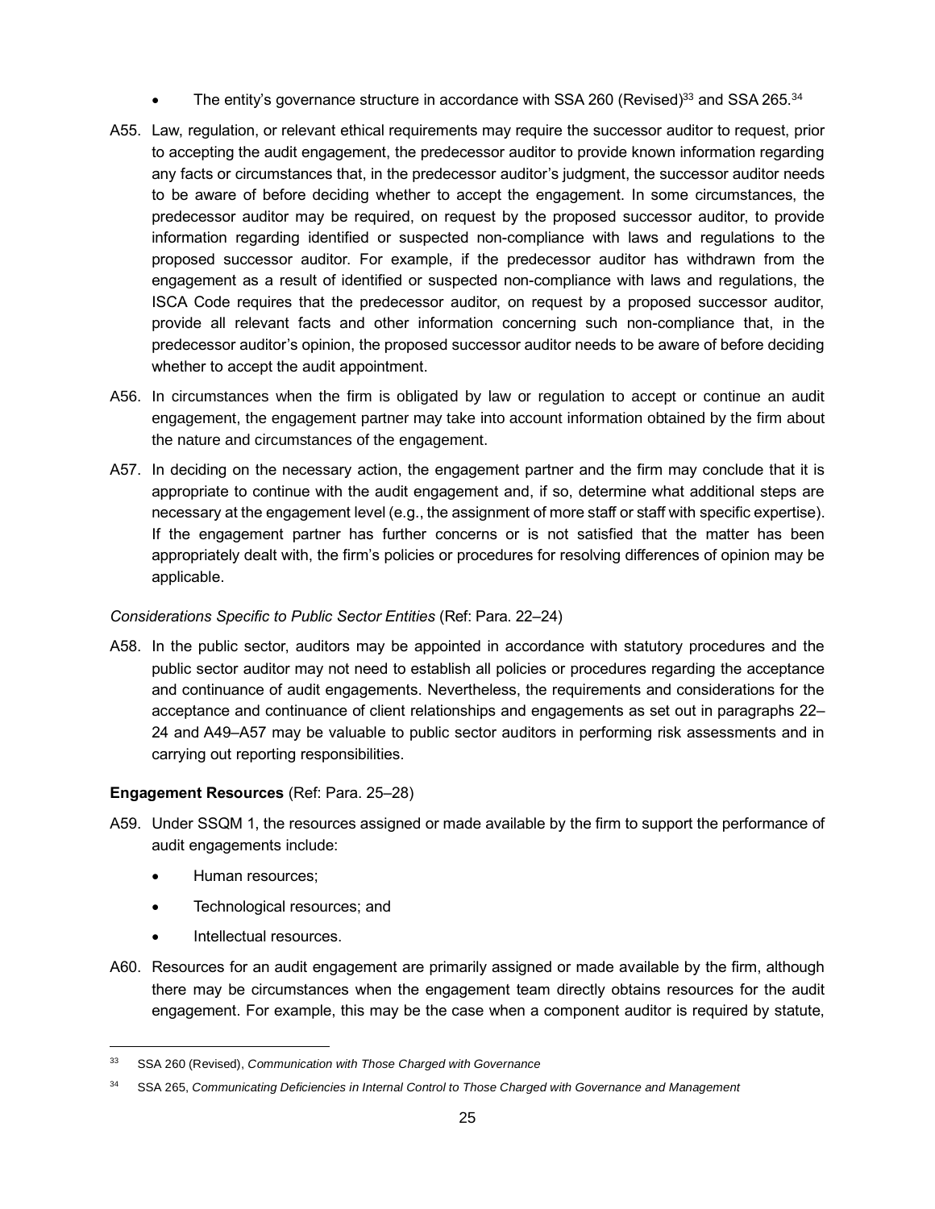- The entity's governance structure in accordance with SSA 260 (Revised)[33] and SSA 265.[34]

A55. Law, regulation, or relevant ethical requirements may require the successor auditor to request, prior to accepting the audit engagement, the predecessor auditor to provide known information regarding any facts or circumstances that, in the predecessor auditor's judgment, the successor auditor needs to be aware of before deciding whether to accept the engagement. In some circumstances, the predecessor auditor may be required, on request by the proposed successor auditor, to provide information regarding identified or suspected non-compliance with laws and regulations to the proposed successor auditor. For example, if the predecessor auditor has withdrawn from the engagement as a result of identified or suspected non-compliance with laws and regulations, the ISCA Code requires that the predecessor auditor, on request by a proposed successor auditor, provide all relevant facts and other information concerning such non-compliance that, in the predecessor auditor's opinion, the proposed successor auditor needs to be aware of before deciding whether to accept the audit appointment.

A56. In circumstances when the firm is obligated by law or regulation to accept or continue an audit engagement, the engagement partner may take into account information obtained by the firm about the nature and circumstances of the engagement.

A57. In deciding on the necessary action, the engagement partner and the firm may conclude that it is appropriate to continue with the audit engagement and, if so, determine what additional steps are necessary at the engagement level (e.g., the assignment of more staff or staff with specific expertise). If the engagement partner has further concerns or is not satisfied that the matter has been appropriately dealt with, the firm's policies or procedures for resolving differences of opinion may be applicable.

*Considerations Specific to Public Sector Entities* (Ref: Para. 22–24)

A58. In the public sector, auditors may be appointed in accordance with statutory procedures and the public sector auditor may not need to establish all policies or procedures regarding the acceptance and continuance of audit engagements. Nevertheless, the requirements and considerations for the acceptance and continuance of client relationships and engagements as set out in paragraphs 22–24 and A49–A57 may be valuable to public sector auditors in performing risk assessments and in carrying out reporting responsibilities.

**Engagement Resources** (Ref: Para. 25–28)

A59. Under SSQM 1, the resources assigned or made available by the firm to support the performance of audit engagements include:

- Human resources;
- Technological resources; and
- Intellectual resources.

A60. Resources for an audit engagement are primarily assigned or made available by the firm, although there may be circumstances when the engagement team directly obtains resources for the audit engagement. For example, this may be the case when a component auditor is required by statute,

[33] SSA 260 (Revised), *Communication with Those Charged with Governance*

[34] SSA 265, *Communicating Deficiencies in Internal Control to Those Charged with Governance and Management*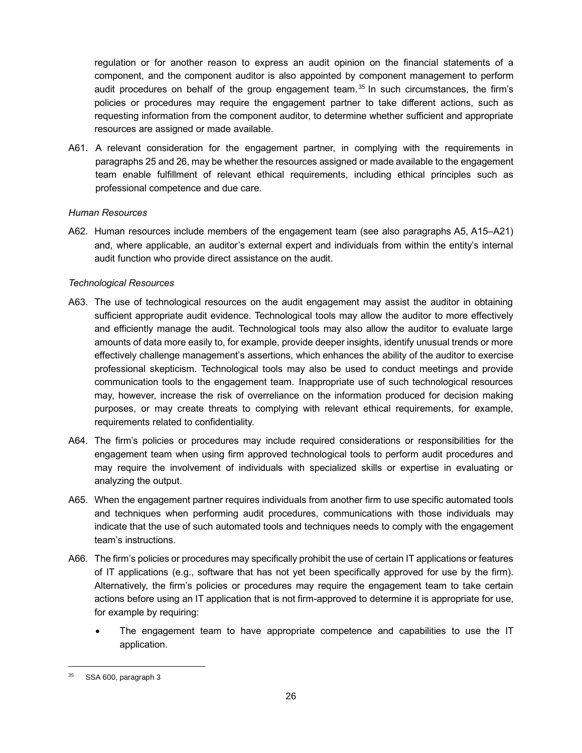regulation or for another reason to express an audit opinion on the financial statements of a component, and the component auditor is also appointed by component management to perform audit procedures on behalf of the group engagement team.[35] In such circumstances, the firm's policies or procedures may require the engagement partner to take different actions, such as requesting information from the component auditor, to determine whether sufficient and appropriate resources are assigned or made available.

A61. A relevant consideration for the engagement partner, in complying with the requirements in paragraphs 25 and 26, may be whether the resources assigned or made available to the engagement team enable fulfillment of relevant ethical requirements, including ethical principles such as professional competence and due care.

*Human Resources*

A62. Human resources include members of the engagement team (see also paragraphs A5, A15–A21) and, where applicable, an auditor's external expert and individuals from within the entity's internal audit function who provide direct assistance on the audit.

*Technological Resources*

A63. The use of technological resources on the audit engagement may assist the auditor in obtaining sufficient appropriate audit evidence. Technological tools may allow the auditor to more effectively and efficiently manage the audit. Technological tools may also allow the auditor to evaluate large amounts of data more easily to, for example, provide deeper insights, identify unusual trends or more effectively challenge management's assertions, which enhances the ability of the auditor to exercise professional skepticism. Technological tools may also be used to conduct meetings and provide communication tools to the engagement team. Inappropriate use of such technological resources may, however, increase the risk of overreliance on the information produced for decision making purposes, or may create threats to complying with relevant ethical requirements, for example, requirements related to confidentiality.

A64. The firm's policies or procedures may include required considerations or responsibilities for the engagement team when using firm approved technological tools to perform audit procedures and may require the involvement of individuals with specialized skills or expertise in evaluating or analyzing the output.

A65. When the engagement partner requires individuals from another firm to use specific automated tools and techniques when performing audit procedures, communications with those individuals may indicate that the use of such automated tools and techniques needs to comply with the engagement team's instructions.

A66. The firm's policies or procedures may specifically prohibit the use of certain IT applications or features of IT applications (e.g., software that has not yet been specifically approved for use by the firm). Alternatively, the firm's policies or procedures may require the engagement team to take certain actions before using an IT application that is not firm-approved to determine it is appropriate for use, for example by requiring:

- The engagement team to have appropriate competence and capabilities to use the IT application.

---

[35] SSA 600, paragraph 3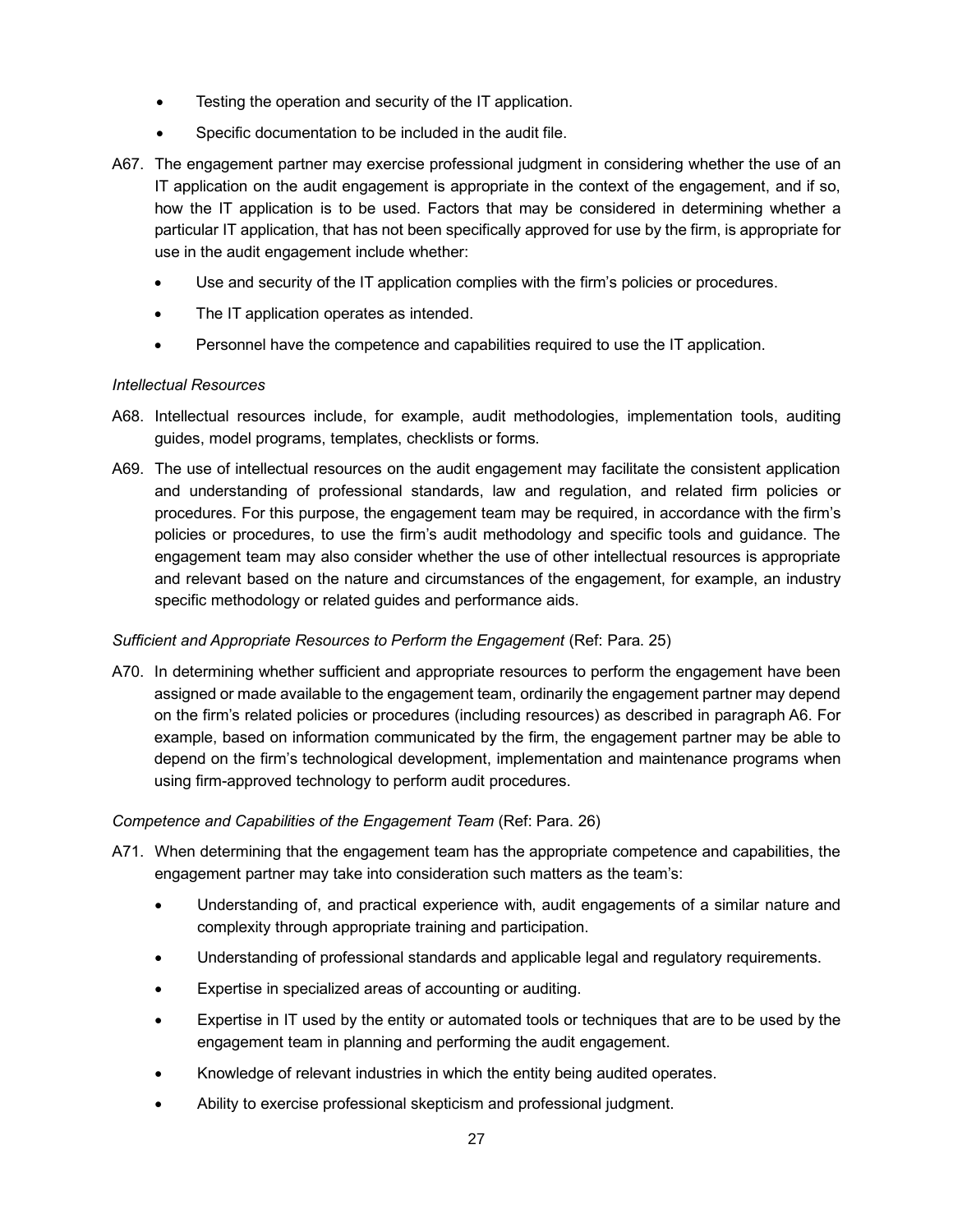- Testing the operation and security of the IT application.
- Specific documentation to be included in the audit file.

A67. The engagement partner may exercise professional judgment in considering whether the use of an IT application on the audit engagement is appropriate in the context of the engagement, and if so, how the IT application is to be used. Factors that may be considered in determining whether a particular IT application, that has not been specifically approved for use by the firm, is appropriate for use in the audit engagement include whether:

- Use and security of the IT application complies with the firm's policies or procedures.
- The IT application operates as intended.
- Personnel have the competence and capabilities required to use the IT application.

*Intellectual Resources*

A68. Intellectual resources include, for example, audit methodologies, implementation tools, auditing guides, model programs, templates, checklists or forms.

A69. The use of intellectual resources on the audit engagement may facilitate the consistent application and understanding of professional standards, law and regulation, and related firm policies or procedures. For this purpose, the engagement team may be required, in accordance with the firm's policies or procedures, to use the firm's audit methodology and specific tools and guidance. The engagement team may also consider whether the use of other intellectual resources is appropriate and relevant based on the nature and circumstances of the engagement, for example, an industry specific methodology or related guides and performance aids.

*Sufficient and Appropriate Resources to Perform the Engagement* (Ref: Para. 25)

A70. In determining whether sufficient and appropriate resources to perform the engagement have been assigned or made available to the engagement team, ordinarily the engagement partner may depend on the firm's related policies or procedures (including resources) as described in paragraph A6. For example, based on information communicated by the firm, the engagement partner may be able to depend on the firm's technological development, implementation and maintenance programs when using firm-approved technology to perform audit procedures.

*Competence and Capabilities of the Engagement Team* (Ref: Para. 26)

A71. When determining that the engagement team has the appropriate competence and capabilities, the engagement partner may take into consideration such matters as the team's:

- Understanding of, and practical experience with, audit engagements of a similar nature and complexity through appropriate training and participation.
- Understanding of professional standards and applicable legal and regulatory requirements.
- Expertise in specialized areas of accounting or auditing.
- Expertise in IT used by the entity or automated tools or techniques that are to be used by the engagement team in planning and performing the audit engagement.
- Knowledge of relevant industries in which the entity being audited operates.
- Ability to exercise professional skepticism and professional judgment.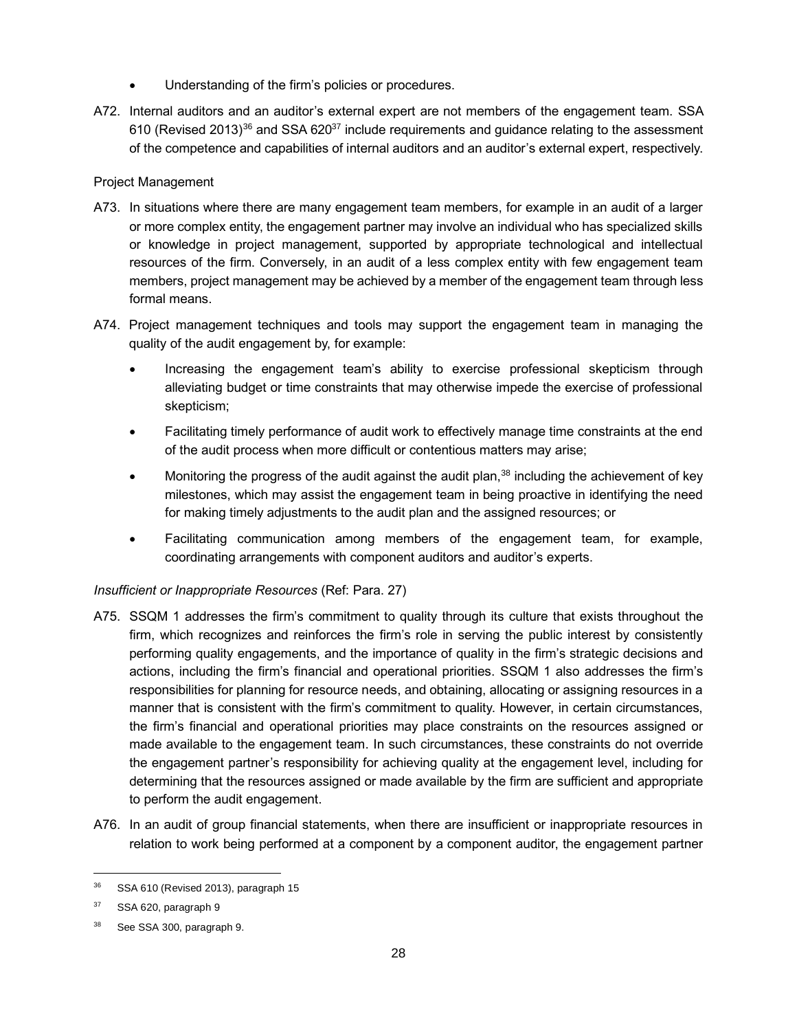- Understanding of the firm's policies or procedures.

A72. Internal auditors and an auditor's external expert are not members of the engagement team. SSA 610 (Revised 2013)[36] and SSA 620[37] include requirements and guidance relating to the assessment of the competence and capabilities of internal auditors and an auditor's external expert, respectively.

Project Management

A73. In situations where there are many engagement team members, for example in an audit of a larger or more complex entity, the engagement partner may involve an individual who has specialized skills or knowledge in project management, supported by appropriate technological and intellectual resources of the firm. Conversely, in an audit of a less complex entity with few engagement team members, project management may be achieved by a member of the engagement team through less formal means.

A74. Project management techniques and tools may support the engagement team in managing the quality of the audit engagement by, for example:

- Increasing the engagement team's ability to exercise professional skepticism through alleviating budget or time constraints that may otherwise impede the exercise of professional skepticism;
- Facilitating timely performance of audit work to effectively manage time constraints at the end of the audit process when more difficult or contentious matters may arise;
- Monitoring the progress of the audit against the audit plan,[38] including the achievement of key milestones, which may assist the engagement team in being proactive in identifying the need for making timely adjustments to the audit plan and the assigned resources; or
- Facilitating communication among members of the engagement team, for example, coordinating arrangements with component auditors and auditor's experts.

*Insufficient or Inappropriate Resources* (Ref: Para. 27)

A75. SSQM 1 addresses the firm's commitment to quality through its culture that exists throughout the firm, which recognizes and reinforces the firm's role in serving the public interest by consistently performing quality engagements, and the importance of quality in the firm's strategic decisions and actions, including the firm's financial and operational priorities. SSQM 1 also addresses the firm's responsibilities for planning for resource needs, and obtaining, allocating or assigning resources in a manner that is consistent with the firm's commitment to quality. However, in certain circumstances, the firm's financial and operational priorities may place constraints on the resources assigned or made available to the engagement team. In such circumstances, these constraints do not override the engagement partner's responsibility for achieving quality at the engagement level, including for determining that the resources assigned or made available by the firm are sufficient and appropriate to perform the audit engagement.

A76. In an audit of group financial statements, when there are insufficient or inappropriate resources in relation to work being performed at a component by a component auditor, the engagement partner

---

[36] SSA 610 (Revised 2013), paragraph 15

[37] SSA 620, paragraph 9

[38] See SSA 300, paragraph 9.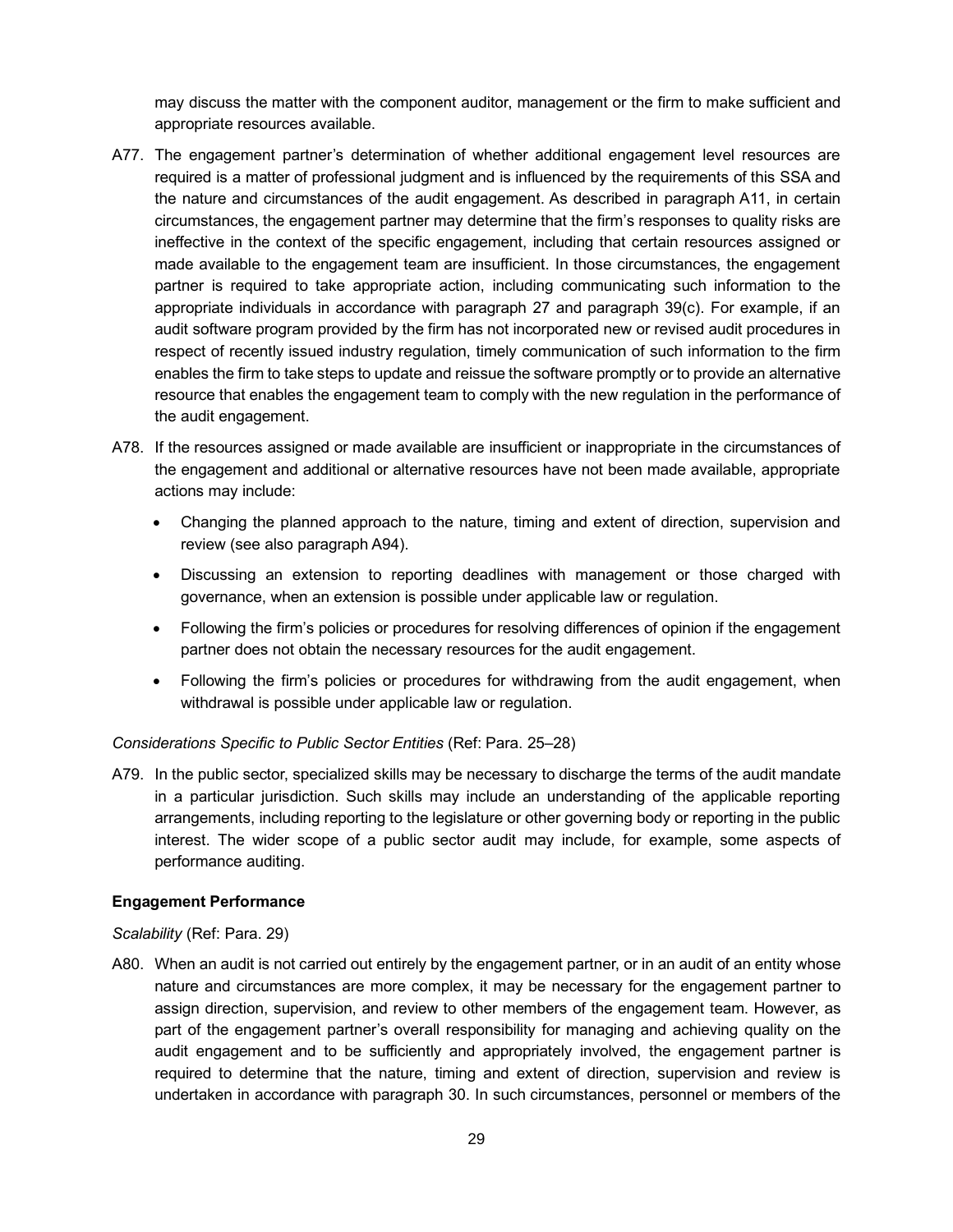may discuss the matter with the component auditor, management or the firm to make sufficient and appropriate resources available.

A77. The engagement partner's determination of whether additional engagement level resources are required is a matter of professional judgment and is influenced by the requirements of this SSA and the nature and circumstances of the audit engagement. As described in paragraph A11, in certain circumstances, the engagement partner may determine that the firm's responses to quality risks are ineffective in the context of the specific engagement, including that certain resources assigned or made available to the engagement team are insufficient. In those circumstances, the engagement partner is required to take appropriate action, including communicating such information to the appropriate individuals in accordance with paragraph 27 and paragraph 39(c). For example, if an audit software program provided by the firm has not incorporated new or revised audit procedures in respect of recently issued industry regulation, timely communication of such information to the firm enables the firm to take steps to update and reissue the software promptly or to provide an alternative resource that enables the engagement team to comply with the new regulation in the performance of the audit engagement.

A78. If the resources assigned or made available are insufficient or inappropriate in the circumstances of the engagement and additional or alternative resources have not been made available, appropriate actions may include:

- Changing the planned approach to the nature, timing and extent of direction, supervision and review (see also paragraph A94).
- Discussing an extension to reporting deadlines with management or those charged with governance, when an extension is possible under applicable law or regulation.
- Following the firm's policies or procedures for resolving differences of opinion if the engagement partner does not obtain the necessary resources for the audit engagement.
- Following the firm's policies or procedures for withdrawing from the audit engagement, when withdrawal is possible under applicable law or regulation.

*Considerations Specific to Public Sector Entities* (Ref: Para. 25–28)

A79. In the public sector, specialized skills may be necessary to discharge the terms of the audit mandate in a particular jurisdiction. Such skills may include an understanding of the applicable reporting arrangements, including reporting to the legislature or other governing body or reporting in the public interest. The wider scope of a public sector audit may include, for example, some aspects of performance auditing.

**Engagement Performance**

*Scalability* (Ref: Para. 29)

A80. When an audit is not carried out entirely by the engagement partner, or in an audit of an entity whose nature and circumstances are more complex, it may be necessary for the engagement partner to assign direction, supervision, and review to other members of the engagement team. However, as part of the engagement partner's overall responsibility for managing and achieving quality on the audit engagement and to be sufficiently and appropriately involved, the engagement partner is required to determine that the nature, timing and extent of direction, supervision and review is undertaken in accordance with paragraph 30. In such circumstances, personnel or members of the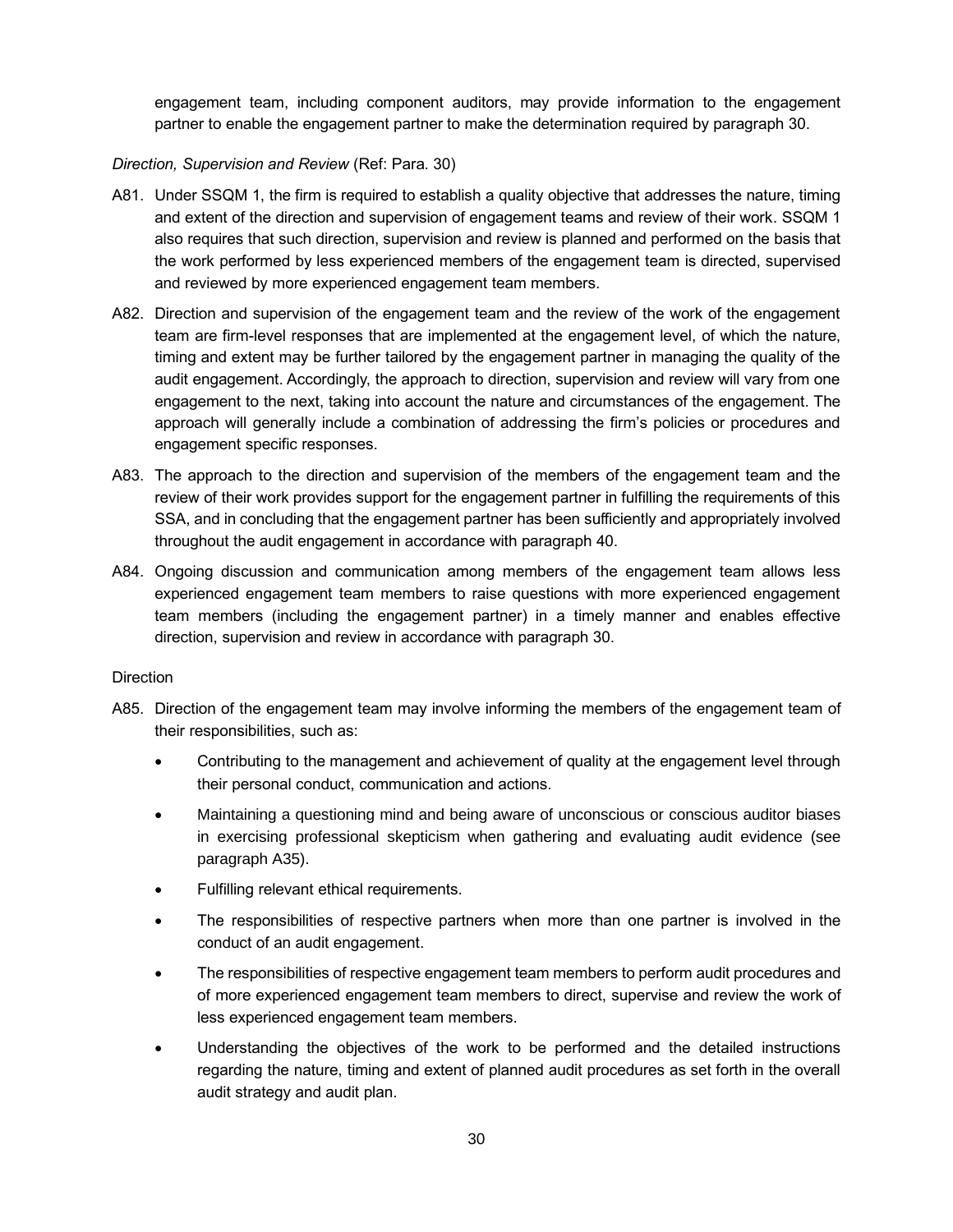engagement team, including component auditors, may provide information to the engagement partner to enable the engagement partner to make the determination required by paragraph 30.

*Direction, Supervision and Review* (Ref: Para. 30)

A81. Under SSQM 1, the firm is required to establish a quality objective that addresses the nature, timing and extent of the direction and supervision of engagement teams and review of their work. SSQM 1 also requires that such direction, supervision and review is planned and performed on the basis that the work performed by less experienced members of the engagement team is directed, supervised and reviewed by more experienced engagement team members.

A82. Direction and supervision of the engagement team and the review of the work of the engagement team are firm-level responses that are implemented at the engagement level, of which the nature, timing and extent may be further tailored by the engagement partner in managing the quality of the audit engagement. Accordingly, the approach to direction, supervision and review will vary from one engagement to the next, taking into account the nature and circumstances of the engagement. The approach will generally include a combination of addressing the firm's policies or procedures and engagement specific responses.

A83. The approach to the direction and supervision of the members of the engagement team and the review of their work provides support for the engagement partner in fulfilling the requirements of this SSA, and in concluding that the engagement partner has been sufficiently and appropriately involved throughout the audit engagement in accordance with paragraph 40.

A84. Ongoing discussion and communication among members of the engagement team allows less experienced engagement team members to raise questions with more experienced engagement team members (including the engagement partner) in a timely manner and enables effective direction, supervision and review in accordance with paragraph 30.

Direction

A85. Direction of the engagement team may involve informing the members of the engagement team of their responsibilities, such as:

- Contributing to the management and achievement of quality at the engagement level through their personal conduct, communication and actions.
- Maintaining a questioning mind and being aware of unconscious or conscious auditor biases in exercising professional skepticism when gathering and evaluating audit evidence (see paragraph A35).
- Fulfilling relevant ethical requirements.
- The responsibilities of respective partners when more than one partner is involved in the conduct of an audit engagement.
- The responsibilities of respective engagement team members to perform audit procedures and of more experienced engagement team members to direct, supervise and review the work of less experienced engagement team members.
- Understanding the objectives of the work to be performed and the detailed instructions regarding the nature, timing and extent of planned audit procedures as set forth in the overall audit strategy and audit plan.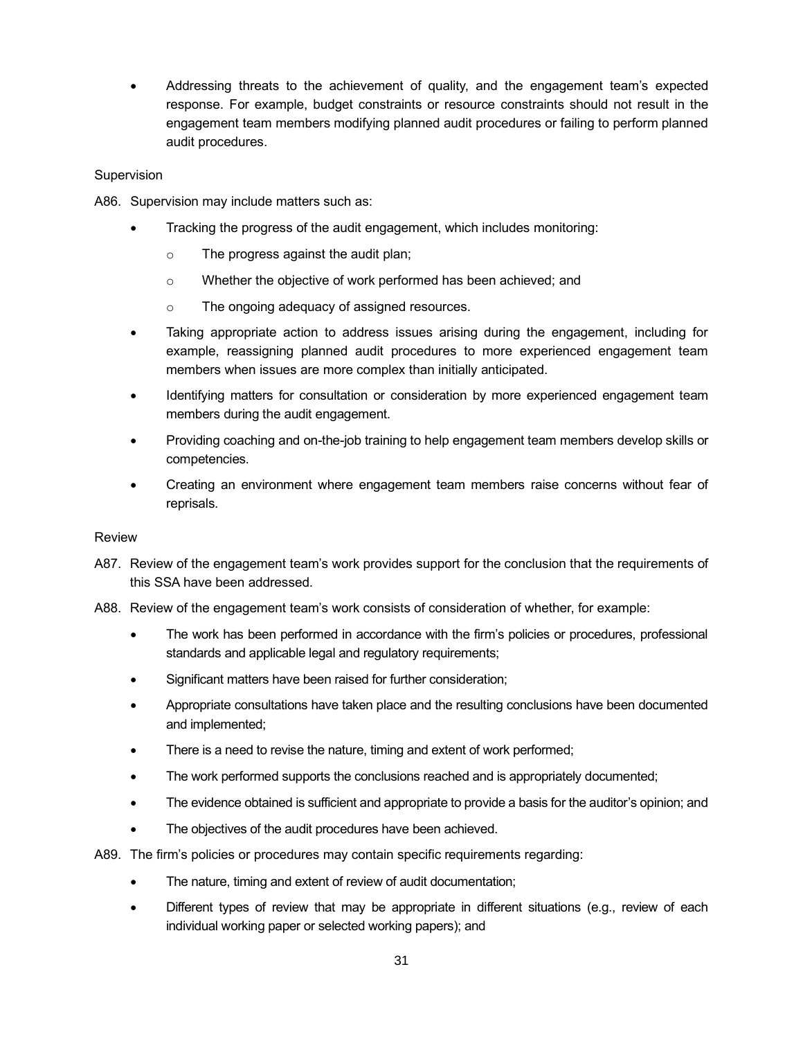- Addressing threats to the achievement of quality, and the engagement team's expected response. For example, budget constraints or resource constraints should not result in the engagement team members modifying planned audit procedures or failing to perform planned audit procedures.

Supervision

A86. Supervision may include matters such as:

- Tracking the progress of the audit engagement, which includes monitoring:
  - The progress against the audit plan;
  - Whether the objective of work performed has been achieved; and
  - The ongoing adequacy of assigned resources.
- Taking appropriate action to address issues arising during the engagement, including for example, reassigning planned audit procedures to more experienced engagement team members when issues are more complex than initially anticipated.
- Identifying matters for consultation or consideration by more experienced engagement team members during the audit engagement.
- Providing coaching and on-the-job training to help engagement team members develop skills or competencies.
- Creating an environment where engagement team members raise concerns without fear of reprisals.

Review

A87. Review of the engagement team's work provides support for the conclusion that the requirements of this SSA have been addressed.

A88. Review of the engagement team's work consists of consideration of whether, for example:

- The work has been performed in accordance with the firm's policies or procedures, professional standards and applicable legal and regulatory requirements;
- Significant matters have been raised for further consideration;
- Appropriate consultations have taken place and the resulting conclusions have been documented and implemented;
- There is a need to revise the nature, timing and extent of work performed;
- The work performed supports the conclusions reached and is appropriately documented;
- The evidence obtained is sufficient and appropriate to provide a basis for the auditor's opinion; and
- The objectives of the audit procedures have been achieved.

A89. The firm's policies or procedures may contain specific requirements regarding:

- The nature, timing and extent of review of audit documentation;
- Different types of review that may be appropriate in different situations (e.g., review of each individual working paper or selected working papers); and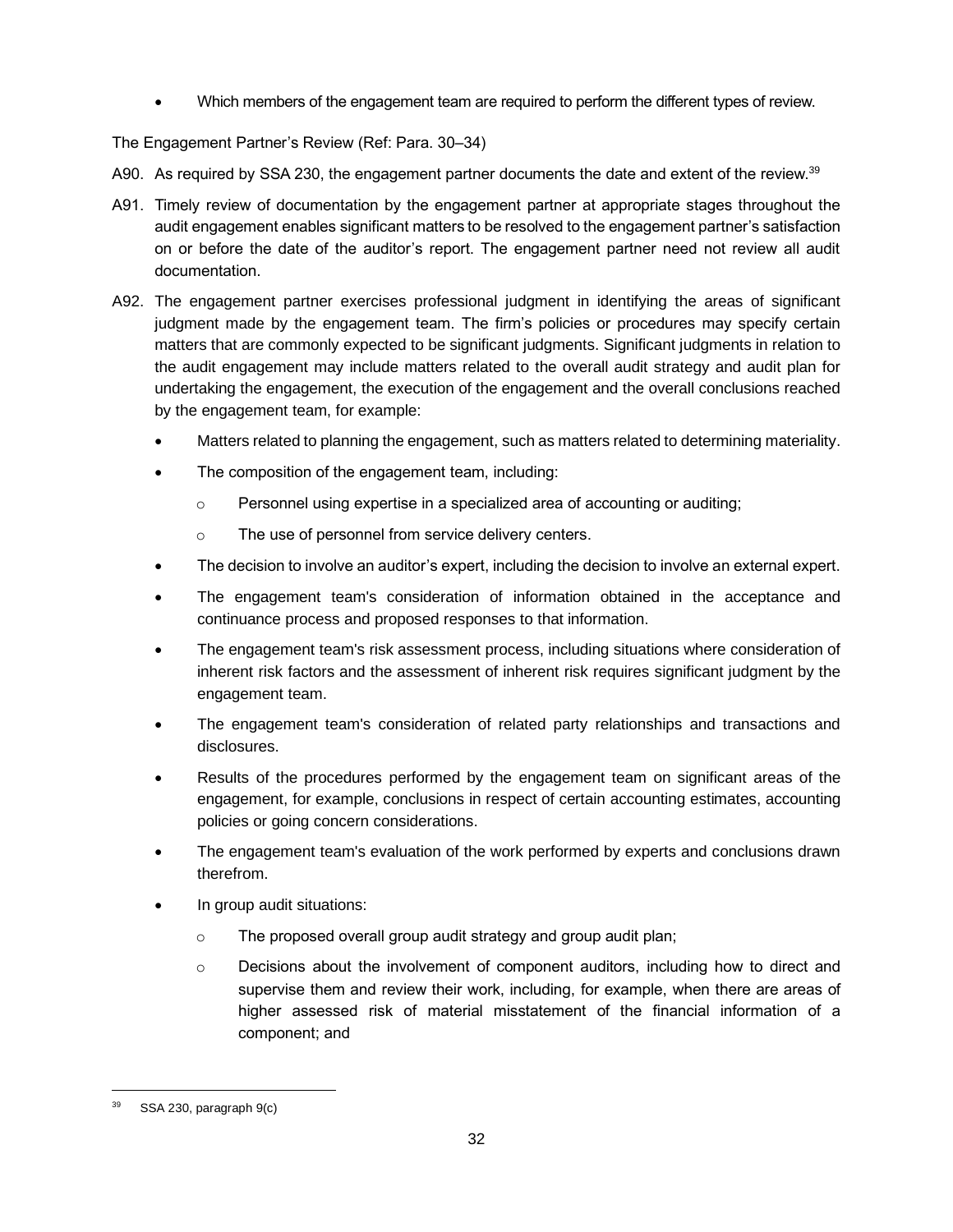- Which members of the engagement team are required to perform the different types of review.

The Engagement Partner's Review (Ref: Para. 30–34)

A90. As required by SSA 230, the engagement partner documents the date and extent of the review.[39]

A91. Timely review of documentation by the engagement partner at appropriate stages throughout the audit engagement enables significant matters to be resolved to the engagement partner's satisfaction on or before the date of the auditor's report. The engagement partner need not review all audit documentation.

A92. The engagement partner exercises professional judgment in identifying the areas of significant judgment made by the engagement team. The firm's policies or procedures may specify certain matters that are commonly expected to be significant judgments. Significant judgments in relation to the audit engagement may include matters related to the overall audit strategy and audit plan for undertaking the engagement, the execution of the engagement and the overall conclusions reached by the engagement team, for example:

- Matters related to planning the engagement, such as matters related to determining materiality.
- The composition of the engagement team, including:
  - Personnel using expertise in a specialized area of accounting or auditing;
  - The use of personnel from service delivery centers.
- The decision to involve an auditor's expert, including the decision to involve an external expert.
- The engagement team's consideration of information obtained in the acceptance and continuance process and proposed responses to that information.
- The engagement team's risk assessment process, including situations where consideration of inherent risk factors and the assessment of inherent risk requires significant judgment by the engagement team.
- The engagement team's consideration of related party relationships and transactions and disclosures.
- Results of the procedures performed by the engagement team on significant areas of the engagement, for example, conclusions in respect of certain accounting estimates, accounting policies or going concern considerations.
- The engagement team's evaluation of the work performed by experts and conclusions drawn therefrom.
- In group audit situations:
  - The proposed overall group audit strategy and group audit plan;
  - Decisions about the involvement of component auditors, including how to direct and supervise them and review their work, including, for example, when there are areas of higher assessed risk of material misstatement of the financial information of a component; and

[39] SSA 230, paragraph 9(c)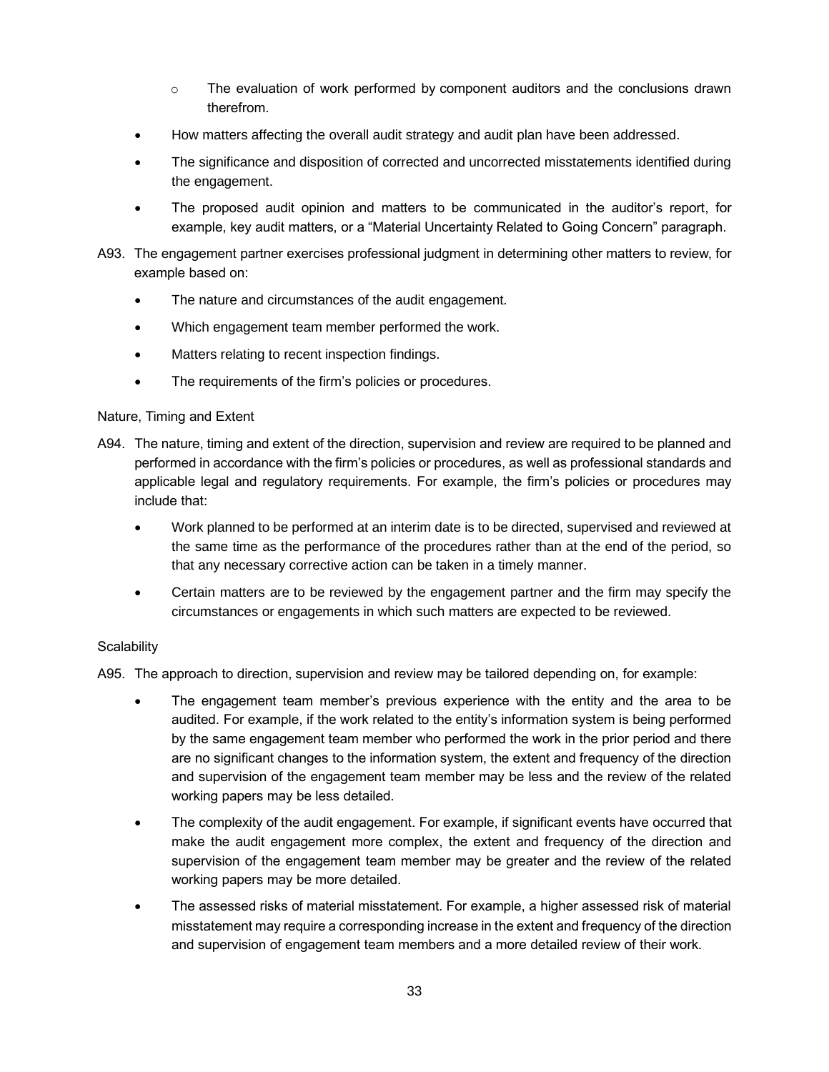- The evaluation of work performed by component auditors and the conclusions drawn therefrom.

- How matters affecting the overall audit strategy and audit plan have been addressed.
- The significance and disposition of corrected and uncorrected misstatements identified during the engagement.
- The proposed audit opinion and matters to be communicated in the auditor's report, for example, key audit matters, or a "Material Uncertainty Related to Going Concern" paragraph.

A93. The engagement partner exercises professional judgment in determining other matters to review, for example based on:

- The nature and circumstances of the audit engagement.
- Which engagement team member performed the work.
- Matters relating to recent inspection findings.
- The requirements of the firm's policies or procedures.

Nature, Timing and Extent

A94. The nature, timing and extent of the direction, supervision and review are required to be planned and performed in accordance with the firm's policies or procedures, as well as professional standards and applicable legal and regulatory requirements. For example, the firm's policies or procedures may include that:

- Work planned to be performed at an interim date is to be directed, supervised and reviewed at the same time as the performance of the procedures rather than at the end of the period, so that any necessary corrective action can be taken in a timely manner.
- Certain matters are to be reviewed by the engagement partner and the firm may specify the circumstances or engagements in which such matters are expected to be reviewed.

Scalability

A95. The approach to direction, supervision and review may be tailored depending on, for example:

- The engagement team member's previous experience with the entity and the area to be audited. For example, if the work related to the entity's information system is being performed by the same engagement team member who performed the work in the prior period and there are no significant changes to the information system, the extent and frequency of the direction and supervision of the engagement team member may be less and the review of the related working papers may be less detailed.
- The complexity of the audit engagement. For example, if significant events have occurred that make the audit engagement more complex, the extent and frequency of the direction and supervision of the engagement team member may be greater and the review of the related working papers may be more detailed.
- The assessed risks of material misstatement. For example, a higher assessed risk of material misstatement may require a corresponding increase in the extent and frequency of the direction and supervision of engagement team members and a more detailed review of their work.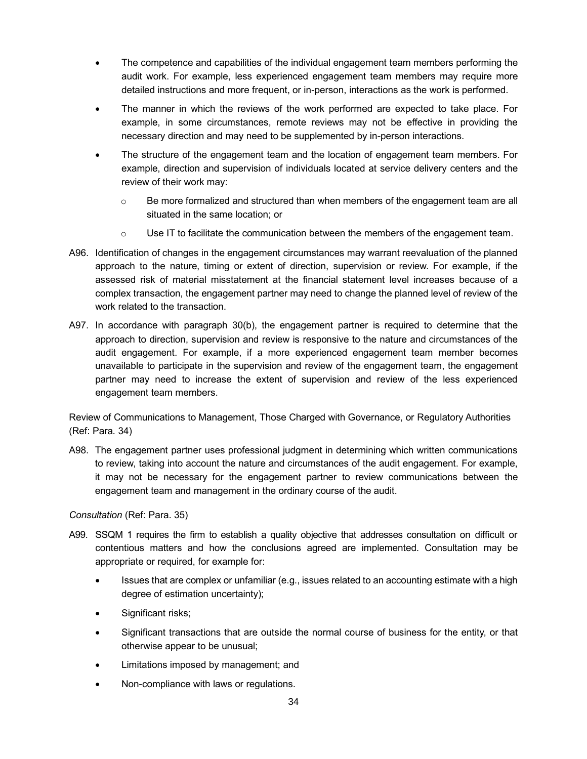- The competence and capabilities of the individual engagement team members performing the audit work. For example, less experienced engagement team members may require more detailed instructions and more frequent, or in-person, interactions as the work is performed.
- The manner in which the reviews of the work performed are expected to take place. For example, in some circumstances, remote reviews may not be effective in providing the necessary direction and may need to be supplemented by in-person interactions.
- The structure of the engagement team and the location of engagement team members. For example, direction and supervision of individuals located at service delivery centers and the review of their work may:
  - Be more formalized and structured than when members of the engagement team are all situated in the same location; or
  - Use IT to facilitate the communication between the members of the engagement team.

A96. Identification of changes in the engagement circumstances may warrant reevaluation of the planned approach to the nature, timing or extent of direction, supervision or review. For example, if the assessed risk of material misstatement at the financial statement level increases because of a complex transaction, the engagement partner may need to change the planned level of review of the work related to the transaction.

A97. In accordance with paragraph 30(b), the engagement partner is required to determine that the approach to direction, supervision and review is responsive to the nature and circumstances of the audit engagement. For example, if a more experienced engagement team member becomes unavailable to participate in the supervision and review of the engagement team, the engagement partner may need to increase the extent of supervision and review of the less experienced engagement team members.

Review of Communications to Management, Those Charged with Governance, or Regulatory Authorities (Ref: Para. 34)

A98. The engagement partner uses professional judgment in determining which written communications to review, taking into account the nature and circumstances of the audit engagement. For example, it may not be necessary for the engagement partner to review communications between the engagement team and management in the ordinary course of the audit.

*Consultation* (Ref: Para. 35)

A99. SSQM 1 requires the firm to establish a quality objective that addresses consultation on difficult or contentious matters and how the conclusions agreed are implemented. Consultation may be appropriate or required, for example for:

- Issues that are complex or unfamiliar (e.g., issues related to an accounting estimate with a high degree of estimation uncertainty);
- Significant risks;
- Significant transactions that are outside the normal course of business for the entity, or that otherwise appear to be unusual;
- Limitations imposed by management; and
- Non-compliance with laws or regulations.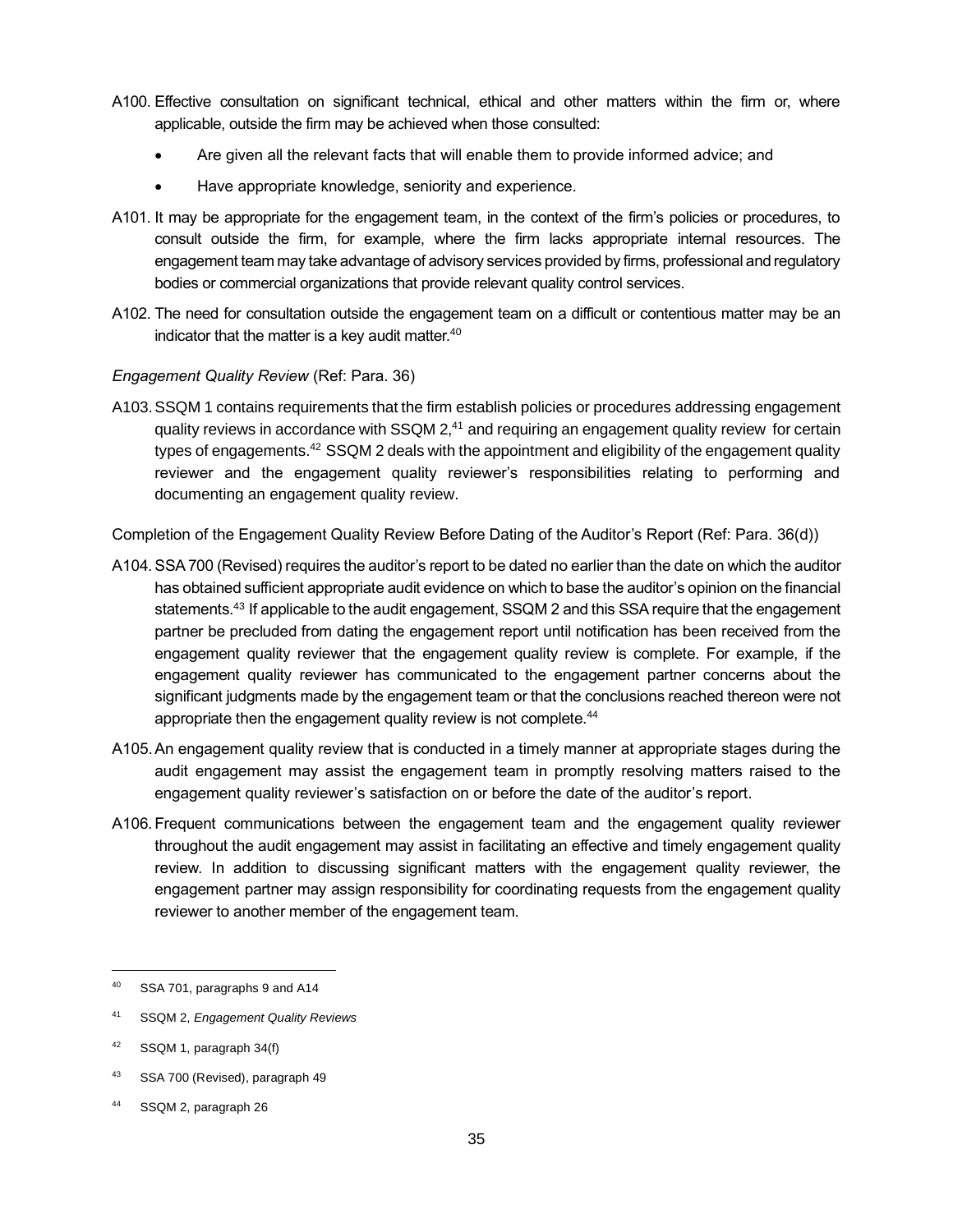A100. Effective consultation on significant technical, ethical and other matters within the firm or, where applicable, outside the firm may be achieved when those consulted:

- Are given all the relevant facts that will enable them to provide informed advice; and
- Have appropriate knowledge, seniority and experience.

A101. It may be appropriate for the engagement team, in the context of the firm's policies or procedures, to consult outside the firm, for example, where the firm lacks appropriate internal resources. The engagement team may take advantage of advisory services provided by firms, professional and regulatory bodies or commercial organizations that provide relevant quality control services.

A102. The need for consultation outside the engagement team on a difficult or contentious matter may be an indicator that the matter is a key audit matter.[40]

*Engagement Quality Review* (Ref: Para. 36)

A103. SSQM 1 contains requirements that the firm establish policies or procedures addressing engagement quality reviews in accordance with SSQM 2,[41] and requiring an engagement quality review for certain types of engagements.[42] SSQM 2 deals with the appointment and eligibility of the engagement quality reviewer and the engagement quality reviewer's responsibilities relating to performing and documenting an engagement quality review.

Completion of the Engagement Quality Review Before Dating of the Auditor's Report (Ref: Para. 36(d))

A104. SSA 700 (Revised) requires the auditor's report to be dated no earlier than the date on which the auditor has obtained sufficient appropriate audit evidence on which to base the auditor's opinion on the financial statements.[43] If applicable to the audit engagement, SSQM 2 and this SSA require that the engagement partner be precluded from dating the engagement report until notification has been received from the engagement quality reviewer that the engagement quality review is complete. For example, if the engagement quality reviewer has communicated to the engagement partner concerns about the significant judgments made by the engagement team or that the conclusions reached thereon were not appropriate then the engagement quality review is not complete.[44]

A105. An engagement quality review that is conducted in a timely manner at appropriate stages during the audit engagement may assist the engagement team in promptly resolving matters raised to the engagement quality reviewer's satisfaction on or before the date of the auditor's report.

A106. Frequent communications between the engagement team and the engagement quality reviewer throughout the audit engagement may assist in facilitating an effective and timely engagement quality review. In addition to discussing significant matters with the engagement quality reviewer, the engagement partner may assign responsibility for coordinating requests from the engagement quality reviewer to another member of the engagement team.

---

[40] SSA 701, paragraphs 9 and A14

[41] SSQM 2, *Engagement Quality Reviews*

[42] SSQM 1, paragraph 34(f)

[43] SSA 700 (Revised), paragraph 49

[44] SSQM 2, paragraph 26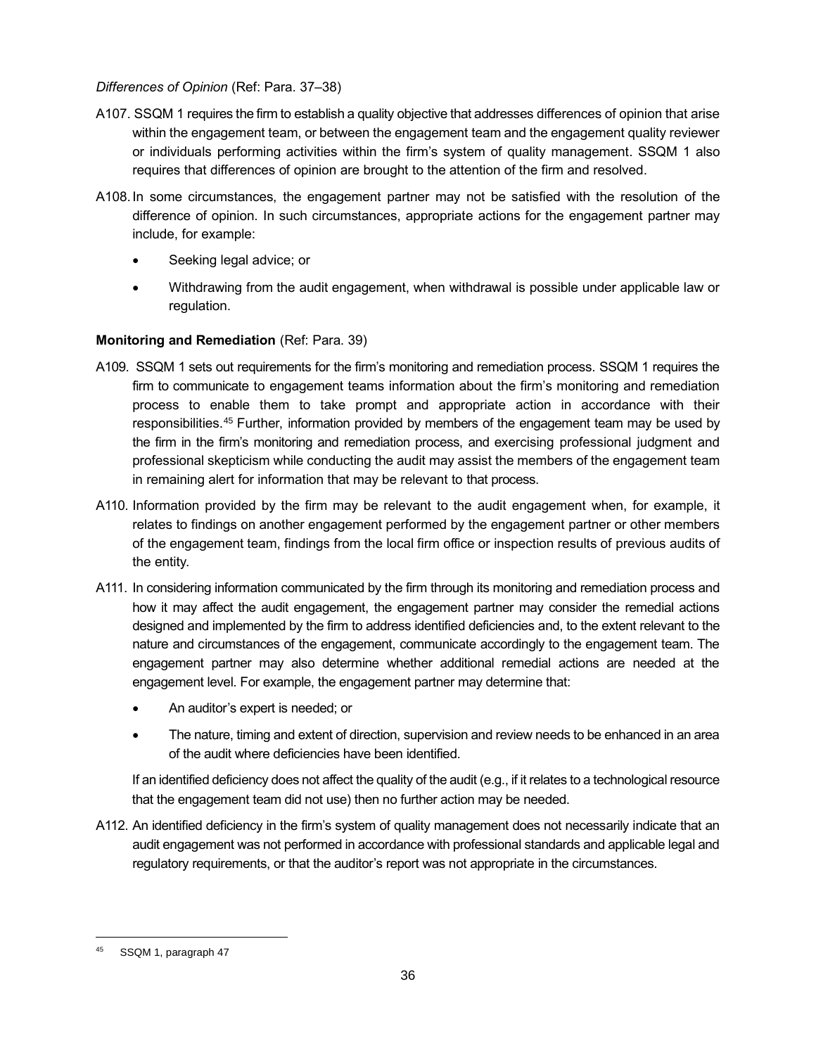*Differences of Opinion* (Ref: Para. 37–38)

A107. SSQM 1 requires the firm to establish a quality objective that addresses differences of opinion that arise within the engagement team, or between the engagement team and the engagement quality reviewer or individuals performing activities within the firm's system of quality management. SSQM 1 also requires that differences of opinion are brought to the attention of the firm and resolved.

A108. In some circumstances, the engagement partner may not be satisfied with the resolution of the difference of opinion. In such circumstances, appropriate actions for the engagement partner may include, for example:

- Seeking legal advice; or
- Withdrawing from the audit engagement, when withdrawal is possible under applicable law or regulation.

**Monitoring and Remediation** (Ref: Para. 39)

A109. SSQM 1 sets out requirements for the firm's monitoring and remediation process. SSQM 1 requires the firm to communicate to engagement teams information about the firm's monitoring and remediation process to enable them to take prompt and appropriate action in accordance with their responsibilities.[45] Further, information provided by members of the engagement team may be used by the firm in the firm's monitoring and remediation process, and exercising professional judgment and professional skepticism while conducting the audit may assist the members of the engagement team in remaining alert for information that may be relevant to that process.

A110. Information provided by the firm may be relevant to the audit engagement when, for example, it relates to findings on another engagement performed by the engagement partner or other members of the engagement team, findings from the local firm office or inspection results of previous audits of the entity.

A111. In considering information communicated by the firm through its monitoring and remediation process and how it may affect the audit engagement, the engagement partner may consider the remedial actions designed and implemented by the firm to address identified deficiencies and, to the extent relevant to the nature and circumstances of the engagement, communicate accordingly to the engagement team. The engagement partner may also determine whether additional remedial actions are needed at the engagement level. For example, the engagement partner may determine that:

- An auditor's expert is needed; or
- The nature, timing and extent of direction, supervision and review needs to be enhanced in an area of the audit where deficiencies have been identified.

If an identified deficiency does not affect the quality of the audit (e.g., if it relates to a technological resource that the engagement team did not use) then no further action may be needed.

A112. An identified deficiency in the firm's system of quality management does not necessarily indicate that an audit engagement was not performed in accordance with professional standards and applicable legal and regulatory requirements, or that the auditor's report was not appropriate in the circumstances.

---

[45] SSQM 1, paragraph 47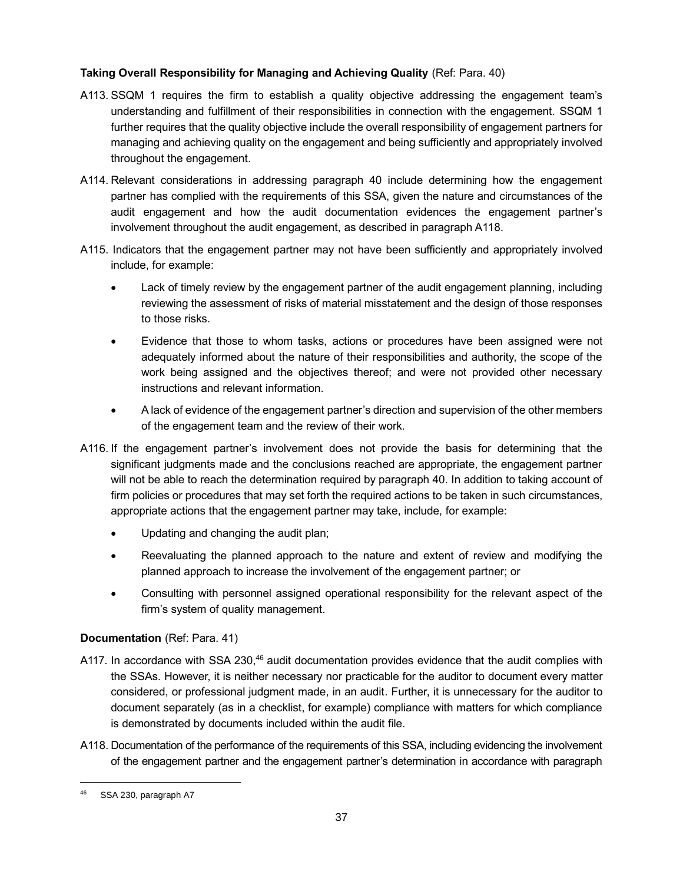**Taking Overall Responsibility for Managing and Achieving Quality** (Ref: Para. 40)

A113. SSQM 1 requires the firm to establish a quality objective addressing the engagement team's understanding and fulfillment of their responsibilities in connection with the engagement. SSQM 1 further requires that the quality objective include the overall responsibility of engagement partners for managing and achieving quality on the engagement and being sufficiently and appropriately involved throughout the engagement.

A114. Relevant considerations in addressing paragraph 40 include determining how the engagement partner has complied with the requirements of this SSA, given the nature and circumstances of the audit engagement and how the audit documentation evidences the engagement partner's involvement throughout the audit engagement, as described in paragraph A118.

A115. Indicators that the engagement partner may not have been sufficiently and appropriately involved include, for example:

- Lack of timely review by the engagement partner of the audit engagement planning, including reviewing the assessment of risks of material misstatement and the design of those responses to those risks.
- Evidence that those to whom tasks, actions or procedures have been assigned were not adequately informed about the nature of their responsibilities and authority, the scope of the work being assigned and the objectives thereof; and were not provided other necessary instructions and relevant information.
- A lack of evidence of the engagement partner's direction and supervision of the other members of the engagement team and the review of their work.

A116. If the engagement partner's involvement does not provide the basis for determining that the significant judgments made and the conclusions reached are appropriate, the engagement partner will not be able to reach the determination required by paragraph 40. In addition to taking account of firm policies or procedures that may set forth the required actions to be taken in such circumstances, appropriate actions that the engagement partner may take, include, for example:

- Updating and changing the audit plan;
- Reevaluating the planned approach to the nature and extent of review and modifying the planned approach to increase the involvement of the engagement partner; or
- Consulting with personnel assigned operational responsibility for the relevant aspect of the firm's system of quality management.

**Documentation** (Ref: Para. 41)

A117. In accordance with SSA 230,[46] audit documentation provides evidence that the audit complies with the SSAs. However, it is neither necessary nor practicable for the auditor to document every matter considered, or professional judgment made, in an audit. Further, it is unnecessary for the auditor to document separately (as in a checklist, for example) compliance with matters for which compliance is demonstrated by documents included within the audit file.

A118. Documentation of the performance of the requirements of this SSA, including evidencing the involvement of the engagement partner and the engagement partner's determination in accordance with paragraph

---

[46] SSA 230, paragraph A7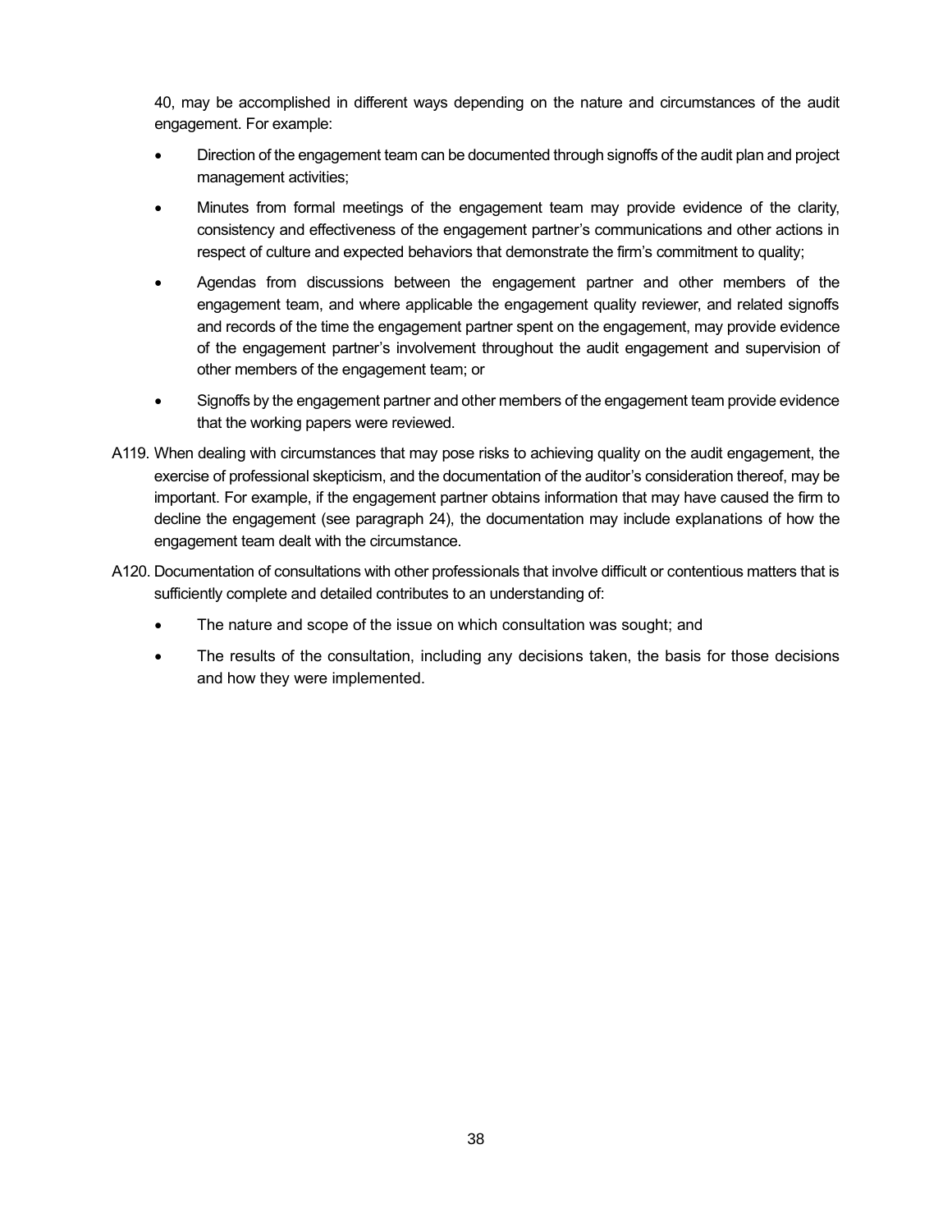40, may be accomplished in different ways depending on the nature and circumstances of the audit engagement. For example:

- Direction of the engagement team can be documented through signoffs of the audit plan and project management activities;
- Minutes from formal meetings of the engagement team may provide evidence of the clarity, consistency and effectiveness of the engagement partner's communications and other actions in respect of culture and expected behaviors that demonstrate the firm's commitment to quality;
- Agendas from discussions between the engagement partner and other members of the engagement team, and where applicable the engagement quality reviewer, and related signoffs and records of the time the engagement partner spent on the engagement, may provide evidence of the engagement partner's involvement throughout the audit engagement and supervision of other members of the engagement team; or
- Signoffs by the engagement partner and other members of the engagement team provide evidence that the working papers were reviewed.

A119. When dealing with circumstances that may pose risks to achieving quality on the audit engagement, the exercise of professional skepticism, and the documentation of the auditor's consideration thereof, may be important. For example, if the engagement partner obtains information that may have caused the firm to decline the engagement (see paragraph 24), the documentation may include explanations of how the engagement team dealt with the circumstance.

A120. Documentation of consultations with other professionals that involve difficult or contentious matters that is sufficiently complete and detailed contributes to an understanding of:

- The nature and scope of the issue on which consultation was sought; and
- The results of the consultation, including any decisions taken, the basis for those decisions and how they were implemented.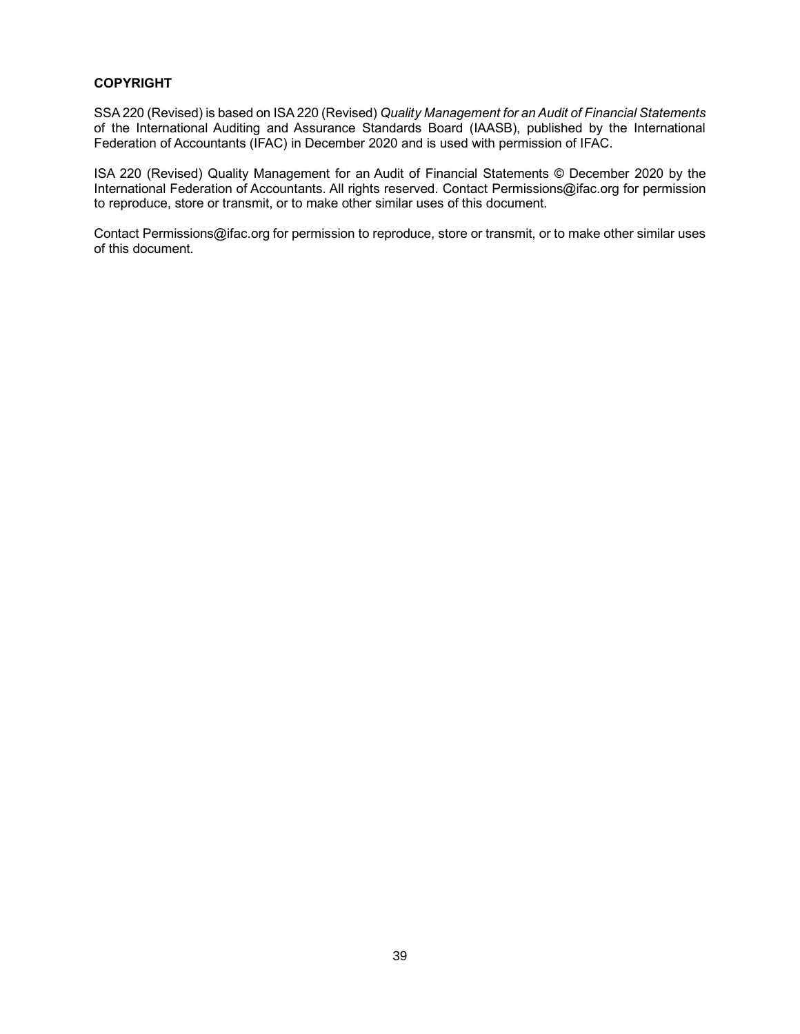**COPYRIGHT**

SSA 220 (Revised) is based on ISA 220 (Revised) *Quality Management for an Audit of Financial Statements* of the International Auditing and Assurance Standards Board (IAASB), published by the International Federation of Accountants (IFAC) in December 2020 and is used with permission of IFAC.

ISA 220 (Revised) Quality Management for an Audit of Financial Statements © December 2020 by the International Federation of Accountants. All rights reserved. Contact Permissions@ifac.org for permission to reproduce, store or transmit, or to make other similar uses of this document.

Contact Permissions@ifac.org for permission to reproduce, store or transmit, or to make other similar uses of this document.